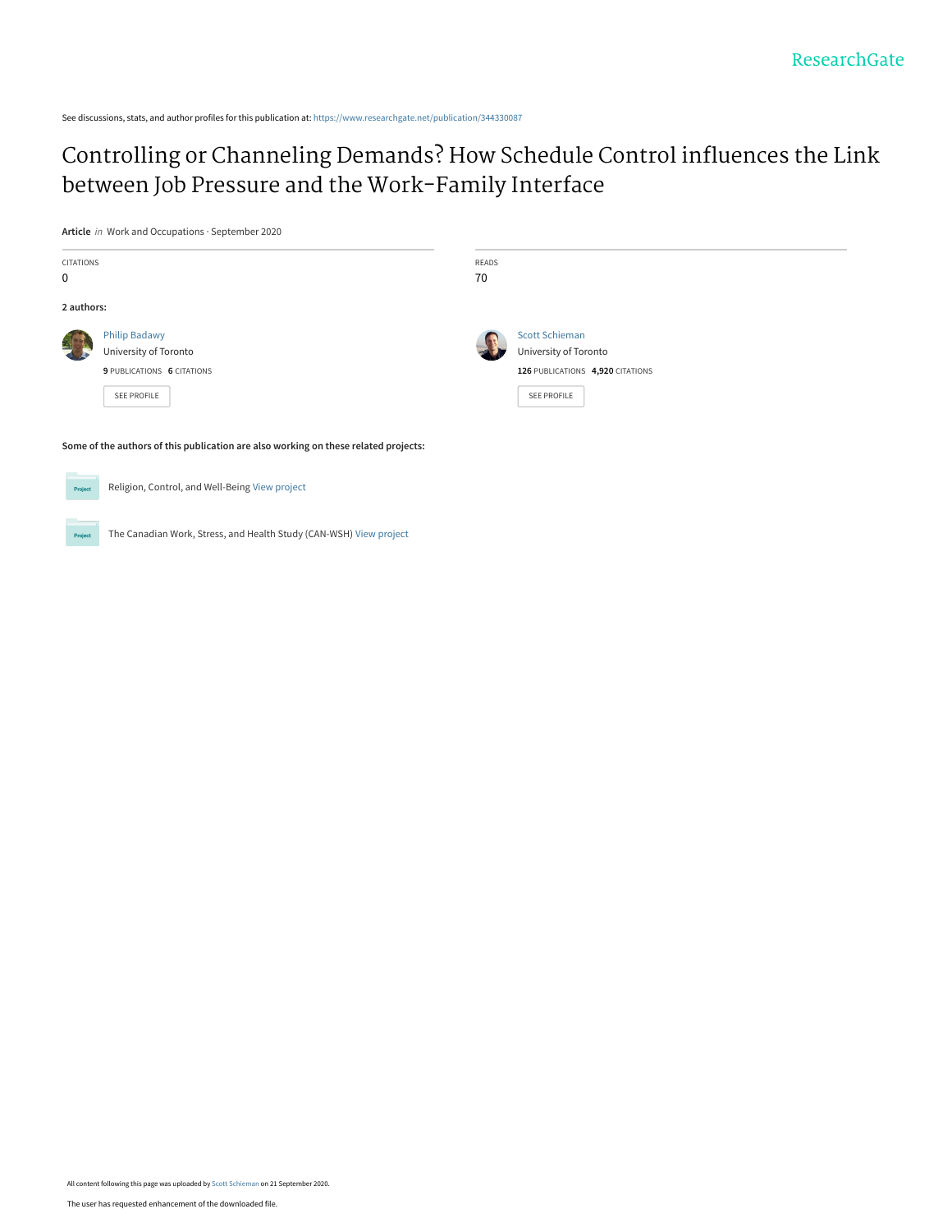ResearchGate

See discussions, stats, and author profiles for this publication at: https://www.researchgate.net/publication/344330087

# Controlling or Channeling Demands? How Schedule Control influences the Link between Job Pressure and the Work-Family Interface

**Article** *in* Work and Occupations · September 2020

| CITATIONS | READS |
| --- | --- |
| 0 | 70 |

**2 authors:**

**Philip Badawy**
University of Toronto
**9** PUBLICATIONS **6** CITATIONS
SEE PROFILE

**Scott Schieman**
University of Toronto
**126** PUBLICATIONS **4,920** CITATIONS
SEE PROFILE

**Some of the authors of this publication are also working on these related projects:**

Project: Religion, Control, and Well-Being View project

Project: The Canadian Work, Stress, and Health Study (CAN-WSH) View project

All content following this page was uploaded by Scott Schieman on 21 September 2020.

The user has requested enhancement of the downloaded file.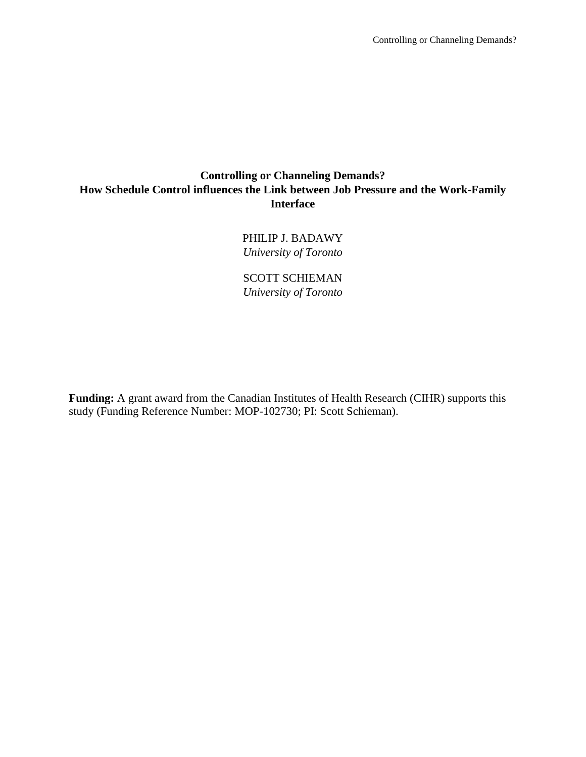# Controlling or Channeling Demands?
# How Schedule Control influences the Link between Job Pressure and the Work-Family Interface

PHILIP J. BADAWY
*University of Toronto*

SCOTT SCHIEMAN
*University of Toronto*

**Funding:** A grant award from the Canadian Institutes of Health Research (CIHR) supports this study (Funding Reference Number: MOP-102730; PI: Scott Schieman).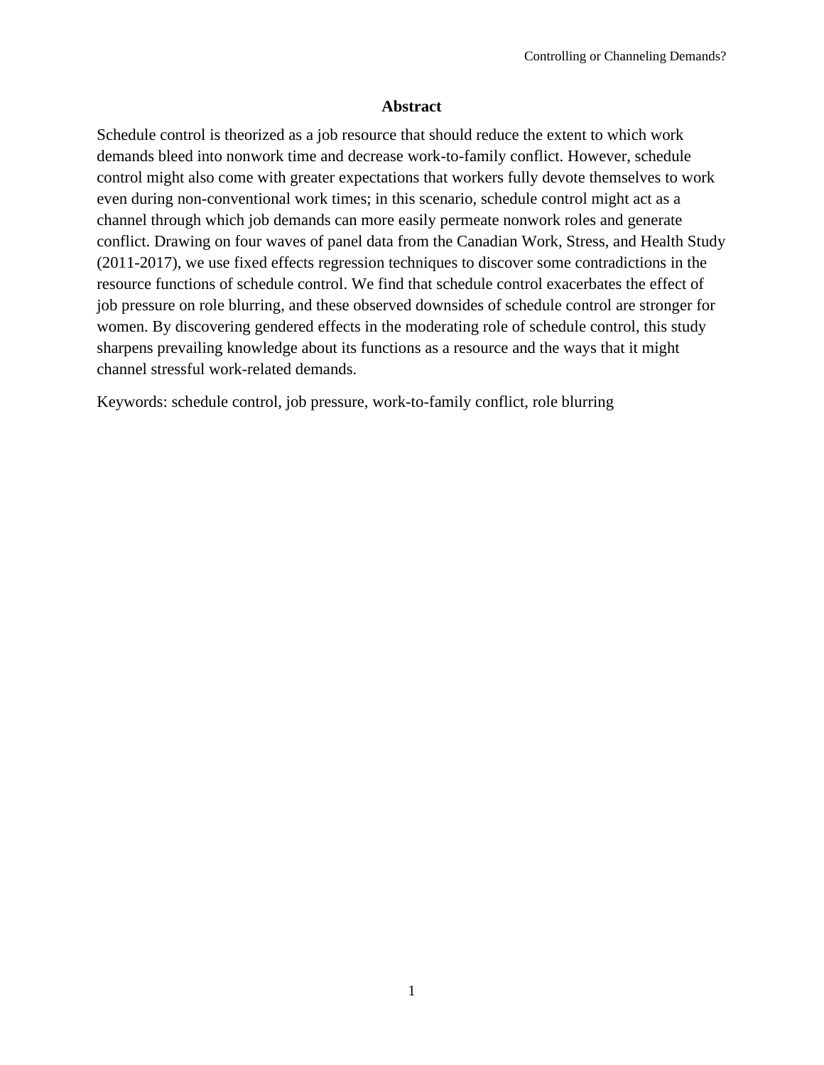## Abstract

Schedule control is theorized as a job resource that should reduce the extent to which work demands bleed into nonwork time and decrease work-to-family conflict. However, schedule control might also come with greater expectations that workers fully devote themselves to work even during non-conventional work times; in this scenario, schedule control might act as a channel through which job demands can more easily permeate nonwork roles and generate conflict. Drawing on four waves of panel data from the Canadian Work, Stress, and Health Study (2011-2017), we use fixed effects regression techniques to discover some contradictions in the resource functions of schedule control. We find that schedule control exacerbates the effect of job pressure on role blurring, and these observed downsides of schedule control are stronger for women. By discovering gendered effects in the moderating role of schedule control, this study sharpens prevailing knowledge about its functions as a resource and the ways that it might channel stressful work-related demands.

Keywords: schedule control, job pressure, work-to-family conflict, role blurring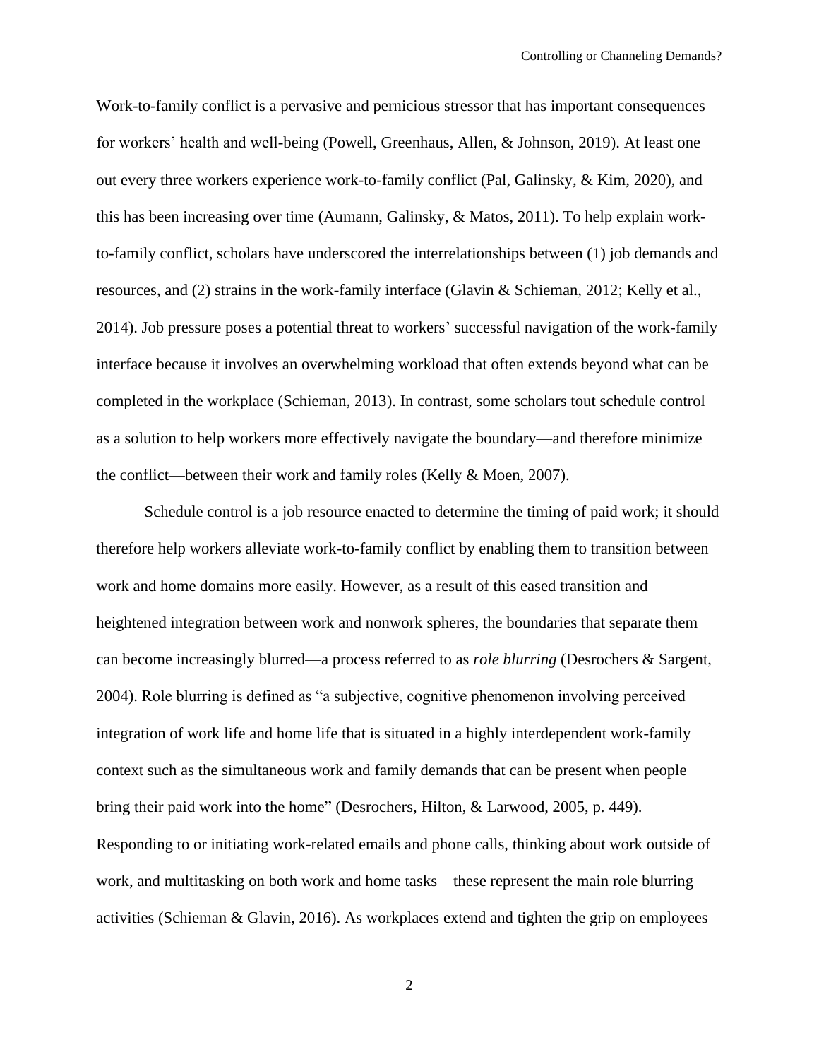Work-to-family conflict is a pervasive and pernicious stressor that has important consequences for workers' health and well-being (Powell, Greenhaus, Allen, & Johnson, 2019). At least one out every three workers experience work-to-family conflict (Pal, Galinsky, & Kim, 2020), and this has been increasing over time (Aumann, Galinsky, & Matos, 2011). To help explain work-to-family conflict, scholars have underscored the interrelationships between (1) job demands and resources, and (2) strains in the work-family interface (Glavin & Schieman, 2012; Kelly et al., 2014). Job pressure poses a potential threat to workers' successful navigation of the work-family interface because it involves an overwhelming workload that often extends beyond what can be completed in the workplace (Schieman, 2013). In contrast, some scholars tout schedule control as a solution to help workers more effectively navigate the boundary—and therefore minimize the conflict—between their work and family roles (Kelly & Moen, 2007).

Schedule control is a job resource enacted to determine the timing of paid work; it should therefore help workers alleviate work-to-family conflict by enabling them to transition between work and home domains more easily. However, as a result of this eased transition and heightened integration between work and nonwork spheres, the boundaries that separate them can become increasingly blurred—a process referred to as *role blurring* (Desrochers & Sargent, 2004). Role blurring is defined as "a subjective, cognitive phenomenon involving perceived integration of work life and home life that is situated in a highly interdependent work-family context such as the simultaneous work and family demands that can be present when people bring their paid work into the home" (Desrochers, Hilton, & Larwood, 2005, p. 449). Responding to or initiating work-related emails and phone calls, thinking about work outside of work, and multitasking on both work and home tasks—these represent the main role blurring activities (Schieman & Glavin, 2016). As workplaces extend and tighten the grip on employees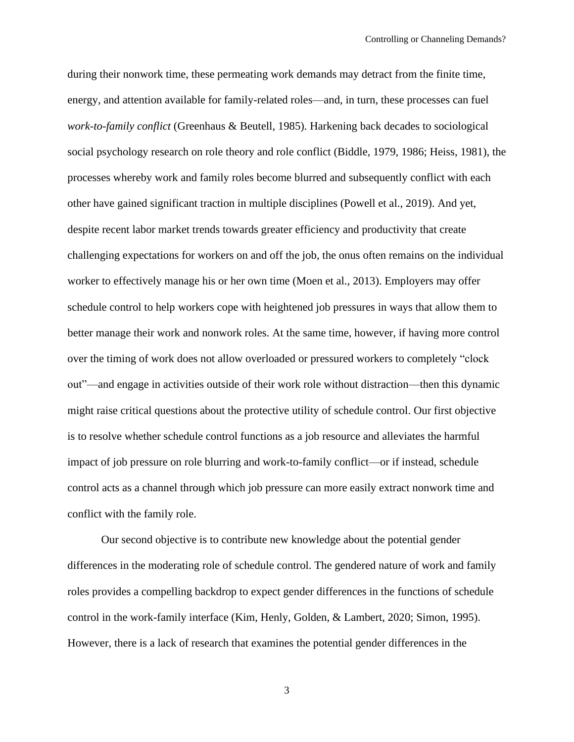during their nonwork time, these permeating work demands may detract from the finite time, energy, and attention available for family-related roles—and, in turn, these processes can fuel *work-to-family conflict* (Greenhaus & Beutell, 1985). Harkening back decades to sociological social psychology research on role theory and role conflict (Biddle, 1979, 1986; Heiss, 1981), the processes whereby work and family roles become blurred and subsequently conflict with each other have gained significant traction in multiple disciplines (Powell et al., 2019). And yet, despite recent labor market trends towards greater efficiency and productivity that create challenging expectations for workers on and off the job, the onus often remains on the individual worker to effectively manage his or her own time (Moen et al., 2013). Employers may offer schedule control to help workers cope with heightened job pressures in ways that allow them to better manage their work and nonwork roles. At the same time, however, if having more control over the timing of work does not allow overloaded or pressured workers to completely "clock out"—and engage in activities outside of their work role without distraction—then this dynamic might raise critical questions about the protective utility of schedule control. Our first objective is to resolve whether schedule control functions as a job resource and alleviates the harmful impact of job pressure on role blurring and work-to-family conflict—or if instead, schedule control acts as a channel through which job pressure can more easily extract nonwork time and conflict with the family role.

Our second objective is to contribute new knowledge about the potential gender differences in the moderating role of schedule control. The gendered nature of work and family roles provides a compelling backdrop to expect gender differences in the functions of schedule control in the work-family interface (Kim, Henly, Golden, & Lambert, 2020; Simon, 1995). However, there is a lack of research that examines the potential gender differences in the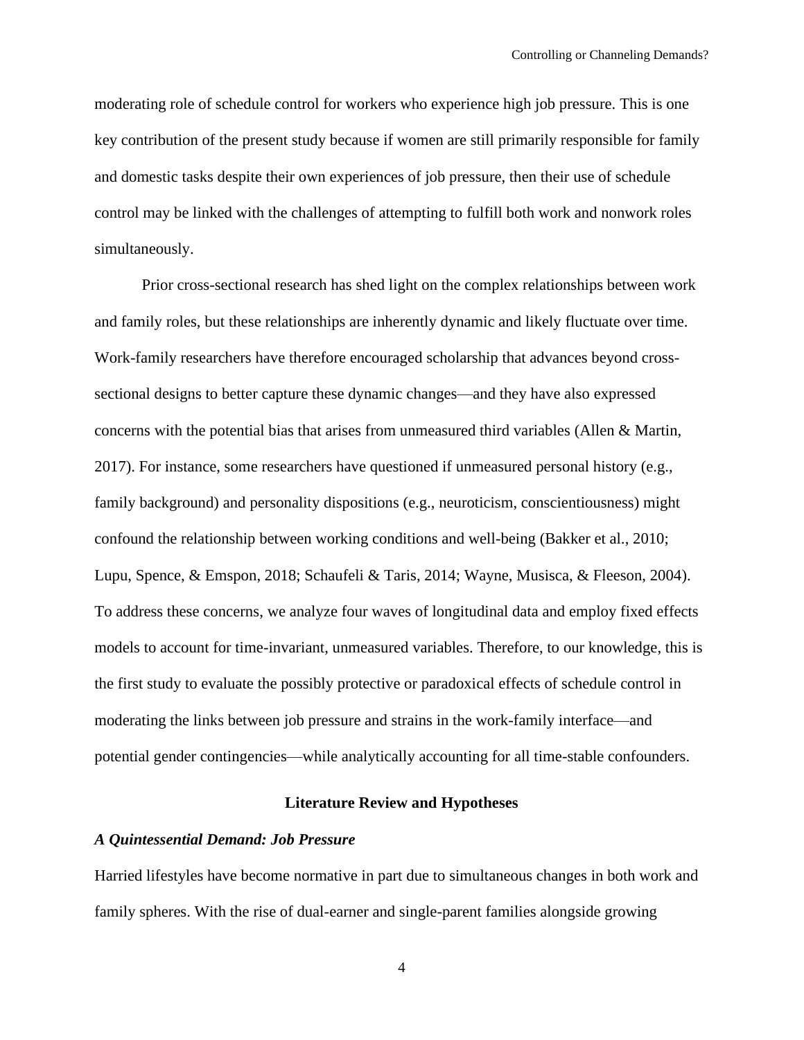moderating role of schedule control for workers who experience high job pressure. This is one key contribution of the present study because if women are still primarily responsible for family and domestic tasks despite their own experiences of job pressure, then their use of schedule control may be linked with the challenges of attempting to fulfill both work and nonwork roles simultaneously.

Prior cross-sectional research has shed light on the complex relationships between work and family roles, but these relationships are inherently dynamic and likely fluctuate over time. Work-family researchers have therefore encouraged scholarship that advances beyond cross-sectional designs to better capture these dynamic changes—and they have also expressed concerns with the potential bias that arises from unmeasured third variables (Allen & Martin, 2017). For instance, some researchers have questioned if unmeasured personal history (e.g., family background) and personality dispositions (e.g., neuroticism, conscientiousness) might confound the relationship between working conditions and well-being (Bakker et al., 2010; Lupu, Spence, & Emspon, 2018; Schaufeli & Taris, 2014; Wayne, Musisca, & Fleeson, 2004). To address these concerns, we analyze four waves of longitudinal data and employ fixed effects models to account for time-invariant, unmeasured variables. Therefore, to our knowledge, this is the first study to evaluate the possibly protective or paradoxical effects of schedule control in moderating the links between job pressure and strains in the work-family interface—and potential gender contingencies—while analytically accounting for all time-stable confounders.

## Literature Review and Hypotheses

### *A Quintessential Demand: Job Pressure*

Harried lifestyles have become normative in part due to simultaneous changes in both work and family spheres. With the rise of dual-earner and single-parent families alongside growing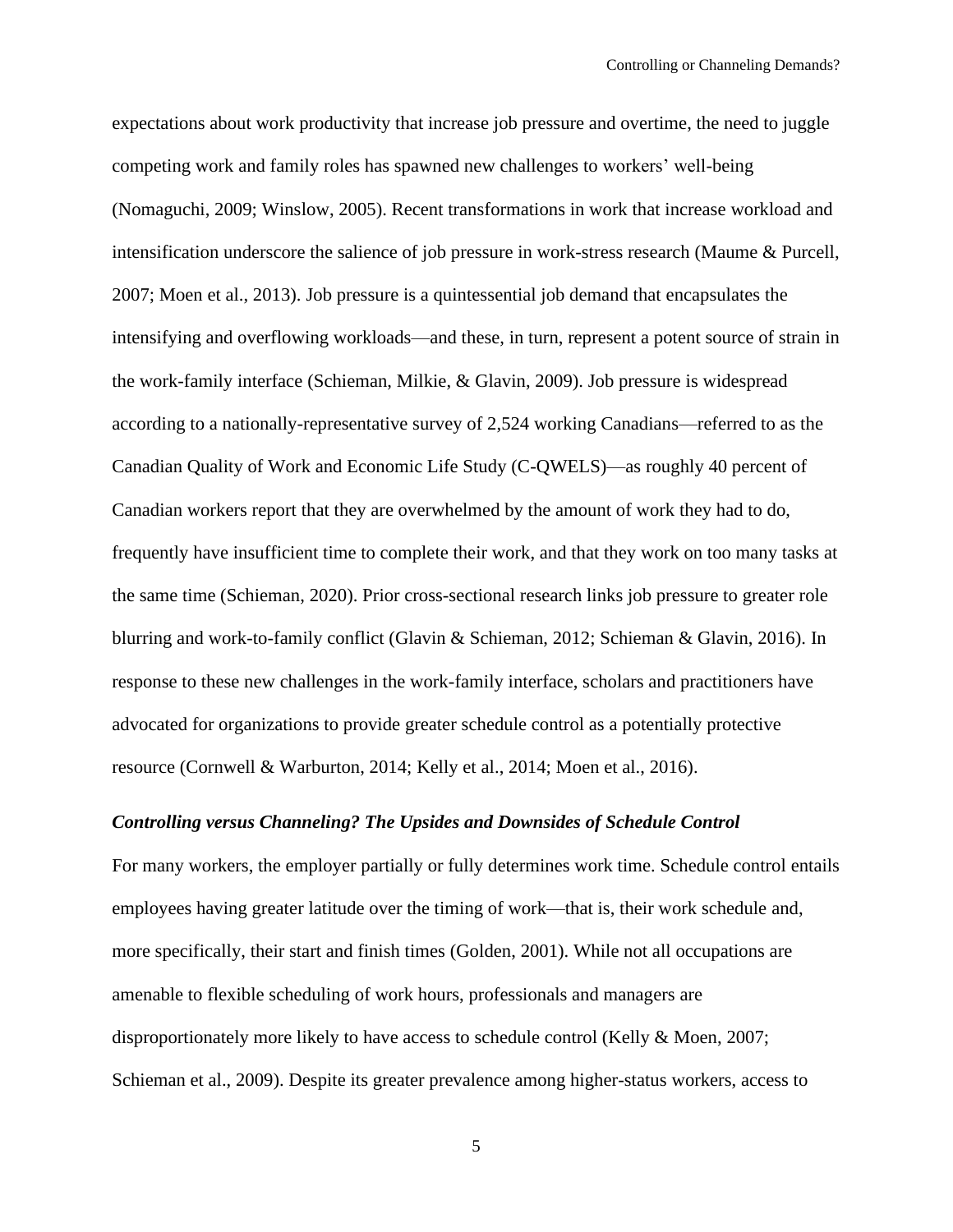expectations about work productivity that increase job pressure and overtime, the need to juggle competing work and family roles has spawned new challenges to workers' well-being (Nomaguchi, 2009; Winslow, 2005). Recent transformations in work that increase workload and intensification underscore the salience of job pressure in work-stress research (Maume & Purcell, 2007; Moen et al., 2013). Job pressure is a quintessential job demand that encapsulates the intensifying and overflowing workloads—and these, in turn, represent a potent source of strain in the work-family interface (Schieman, Milkie, & Glavin, 2009). Job pressure is widespread according to a nationally-representative survey of 2,524 working Canadians—referred to as the Canadian Quality of Work and Economic Life Study (C-QWELS)—as roughly 40 percent of Canadian workers report that they are overwhelmed by the amount of work they had to do, frequently have insufficient time to complete their work, and that they work on too many tasks at the same time (Schieman, 2020). Prior cross-sectional research links job pressure to greater role blurring and work-to-family conflict (Glavin & Schieman, 2012; Schieman & Glavin, 2016). In response to these new challenges in the work-family interface, scholars and practitioners have advocated for organizations to provide greater schedule control as a potentially protective resource (Cornwell & Warburton, 2014; Kelly et al., 2014; Moen et al., 2016).

### *Controlling versus Channeling? The Upsides and Downsides of Schedule Control*

For many workers, the employer partially or fully determines work time. Schedule control entails employees having greater latitude over the timing of work—that is, their work schedule and, more specifically, their start and finish times (Golden, 2001). While not all occupations are amenable to flexible scheduling of work hours, professionals and managers are disproportionately more likely to have access to schedule control (Kelly & Moen, 2007; Schieman et al., 2009). Despite its greater prevalence among higher-status workers, access to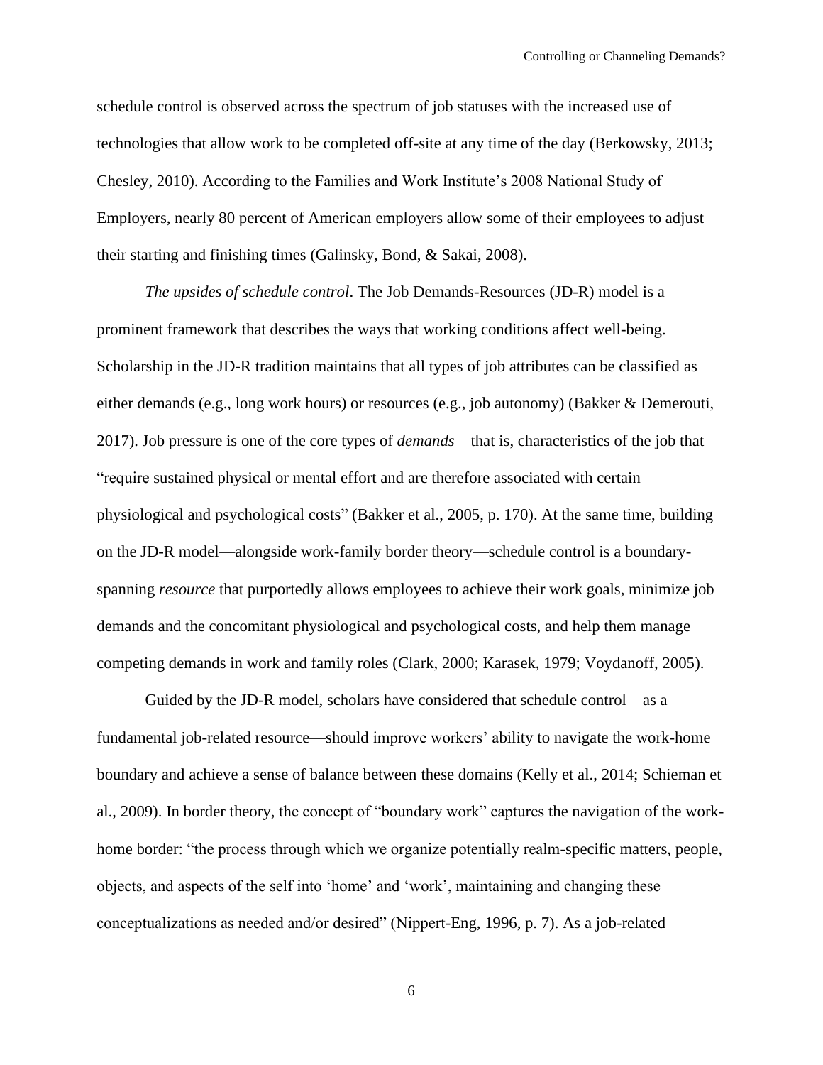schedule control is observed across the spectrum of job statuses with the increased use of technologies that allow work to be completed off-site at any time of the day (Berkowsky, 2013; Chesley, 2010). According to the Families and Work Institute's 2008 National Study of Employers, nearly 80 percent of American employers allow some of their employees to adjust their starting and finishing times (Galinsky, Bond, & Sakai, 2008).

*The upsides of schedule control*. The Job Demands-Resources (JD-R) model is a prominent framework that describes the ways that working conditions affect well-being. Scholarship in the JD-R tradition maintains that all types of job attributes can be classified as either demands (e.g., long work hours) or resources (e.g., job autonomy) (Bakker & Demerouti, 2017). Job pressure is one of the core types of *demands*—that is, characteristics of the job that "require sustained physical or mental effort and are therefore associated with certain physiological and psychological costs" (Bakker et al., 2005, p. 170). At the same time, building on the JD-R model—alongside work-family border theory—schedule control is a boundary-spanning *resource* that purportedly allows employees to achieve their work goals, minimize job demands and the concomitant physiological and psychological costs, and help them manage competing demands in work and family roles (Clark, 2000; Karasek, 1979; Voydanoff, 2005).

Guided by the JD-R model, scholars have considered that schedule control—as a fundamental job-related resource—should improve workers' ability to navigate the work-home boundary and achieve a sense of balance between these domains (Kelly et al., 2014; Schieman et al., 2009). In border theory, the concept of "boundary work" captures the navigation of the work-home border: "the process through which we organize potentially realm-specific matters, people, objects, and aspects of the self into 'home' and 'work', maintaining and changing these conceptualizations as needed and/or desired" (Nippert-Eng, 1996, p. 7). As a job-related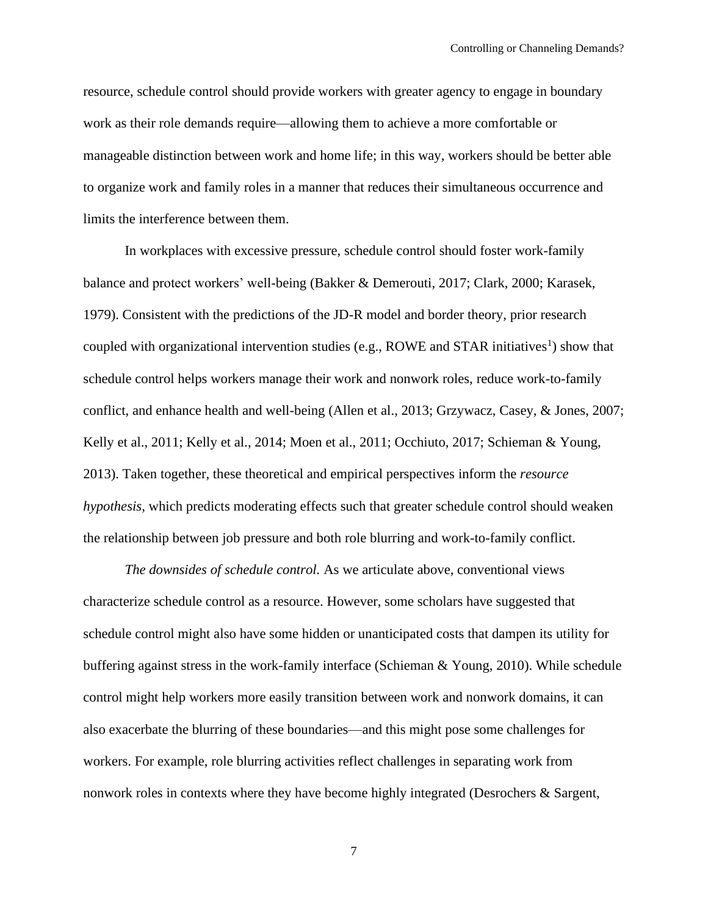resource, schedule control should provide workers with greater agency to engage in boundary work as their role demands require—allowing them to achieve a more comfortable or manageable distinction between work and home life; in this way, workers should be better able to organize work and family roles in a manner that reduces their simultaneous occurrence and limits the interference between them.

In workplaces with excessive pressure, schedule control should foster work-family balance and protect workers' well-being (Bakker & Demerouti, 2017; Clark, 2000; Karasek, 1979). Consistent with the predictions of the JD-R model and border theory, prior research coupled with organizational intervention studies (e.g., ROWE and STAR initiatives[1]) show that schedule control helps workers manage their work and nonwork roles, reduce work-to-family conflict, and enhance health and well-being (Allen et al., 2013; Grzywacz, Casey, & Jones, 2007; Kelly et al., 2011; Kelly et al., 2014; Moen et al., 2011; Occhiuto, 2017; Schieman & Young, 2013). Taken together, these theoretical and empirical perspectives inform the *resource hypothesis*, which predicts moderating effects such that greater schedule control should weaken the relationship between job pressure and both role blurring and work-to-family conflict.

*The downsides of schedule control.* As we articulate above, conventional views characterize schedule control as a resource. However, some scholars have suggested that schedule control might also have some hidden or unanticipated costs that dampen its utility for buffering against stress in the work-family interface (Schieman & Young, 2010). While schedule control might help workers more easily transition between work and nonwork domains, it can also exacerbate the blurring of these boundaries—and this might pose some challenges for workers. For example, role blurring activities reflect challenges in separating work from nonwork roles in contexts where they have become highly integrated (Desrochers & Sargent,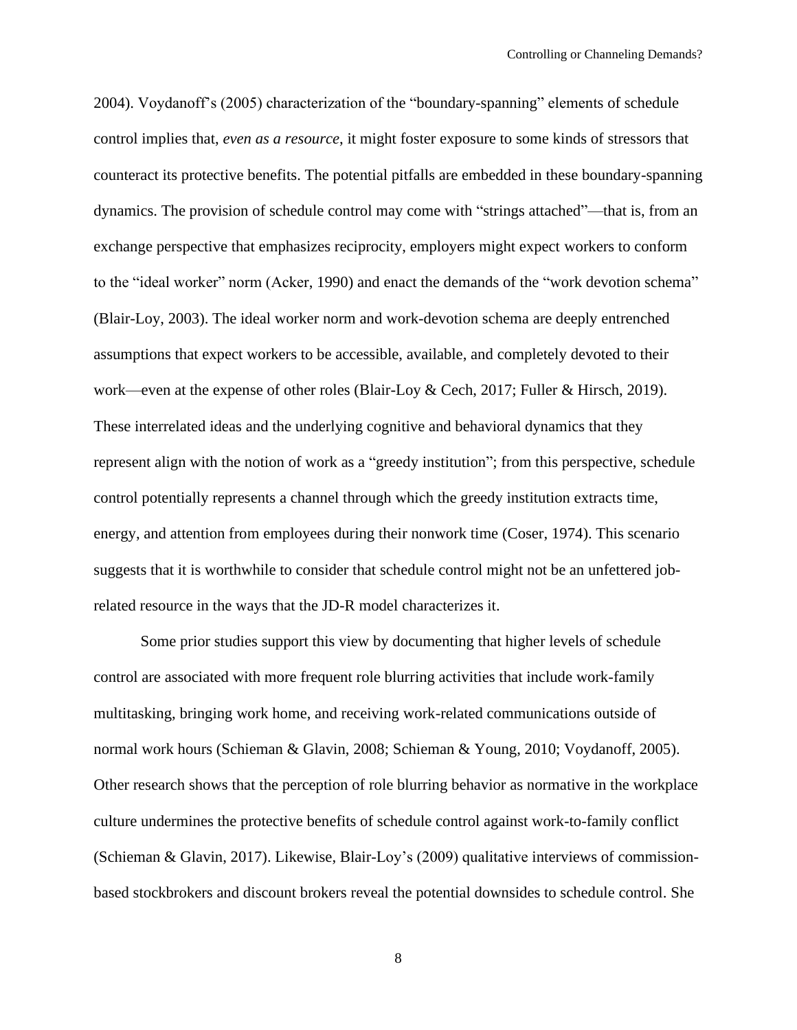2004). Voydanoff's (2005) characterization of the "boundary-spanning" elements of schedule control implies that, *even as a resource*, it might foster exposure to some kinds of stressors that counteract its protective benefits. The potential pitfalls are embedded in these boundary-spanning dynamics. The provision of schedule control may come with "strings attached"—that is, from an exchange perspective that emphasizes reciprocity, employers might expect workers to conform to the "ideal worker" norm (Acker, 1990) and enact the demands of the "work devotion schema" (Blair-Loy, 2003). The ideal worker norm and work-devotion schema are deeply entrenched assumptions that expect workers to be accessible, available, and completely devoted to their work—even at the expense of other roles (Blair-Loy & Cech, 2017; Fuller & Hirsch, 2019). These interrelated ideas and the underlying cognitive and behavioral dynamics that they represent align with the notion of work as a "greedy institution"; from this perspective, schedule control potentially represents a channel through which the greedy institution extracts time, energy, and attention from employees during their nonwork time (Coser, 1974). This scenario suggests that it is worthwhile to consider that schedule control might not be an unfettered job-related resource in the ways that the JD-R model characterizes it.

Some prior studies support this view by documenting that higher levels of schedule control are associated with more frequent role blurring activities that include work-family multitasking, bringing work home, and receiving work-related communications outside of normal work hours (Schieman & Glavin, 2008; Schieman & Young, 2010; Voydanoff, 2005). Other research shows that the perception of role blurring behavior as normative in the workplace culture undermines the protective benefits of schedule control against work-to-family conflict (Schieman & Glavin, 2017). Likewise, Blair-Loy's (2009) qualitative interviews of commission-based stockbrokers and discount brokers reveal the potential downsides to schedule control. She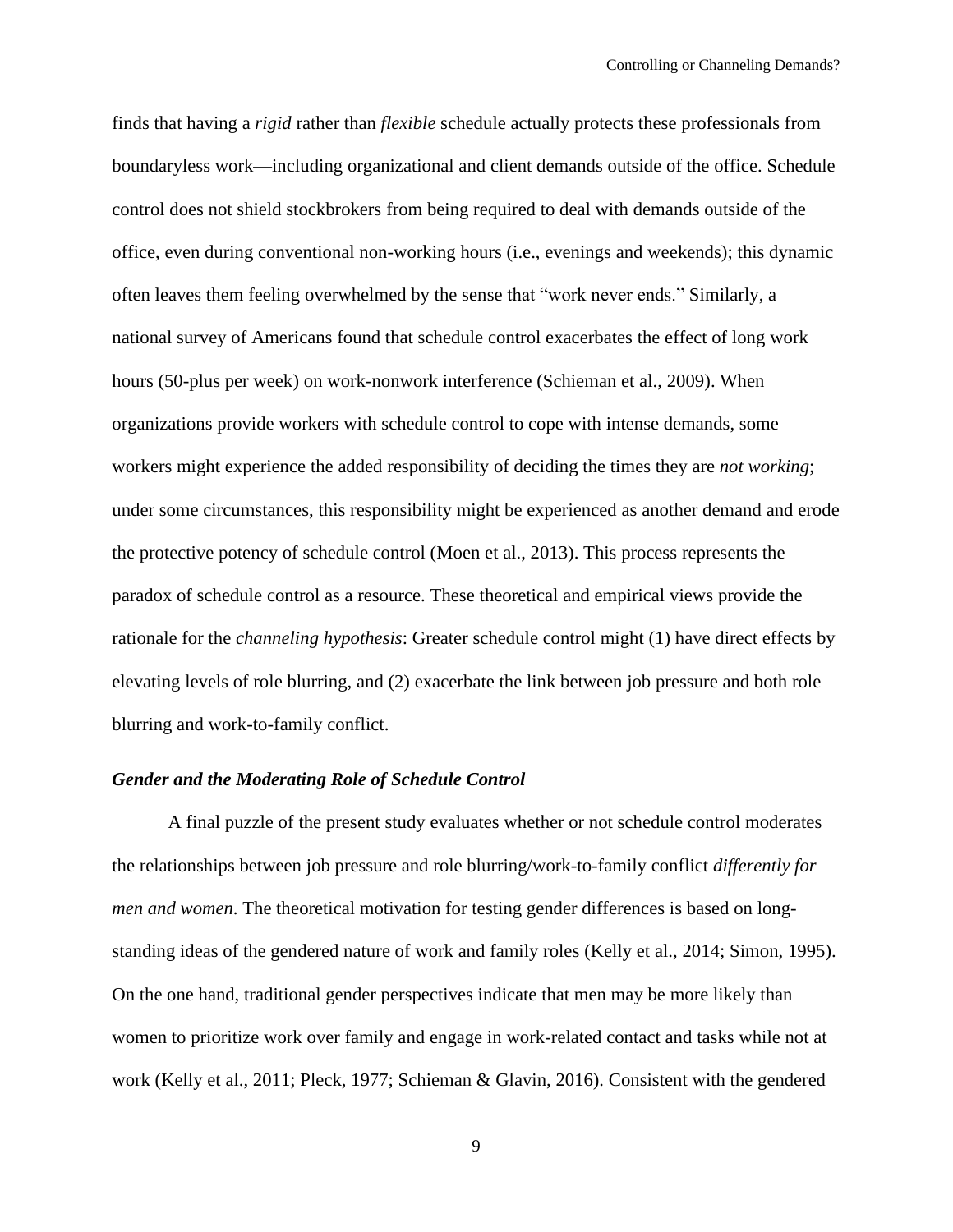finds that having a *rigid* rather than *flexible* schedule actually protects these professionals from boundaryless work—including organizational and client demands outside of the office. Schedule control does not shield stockbrokers from being required to deal with demands outside of the office, even during conventional non-working hours (i.e., evenings and weekends); this dynamic often leaves them feeling overwhelmed by the sense that "work never ends." Similarly, a national survey of Americans found that schedule control exacerbates the effect of long work hours (50-plus per week) on work-nonwork interference (Schieman et al., 2009). When organizations provide workers with schedule control to cope with intense demands, some workers might experience the added responsibility of deciding the times they are *not working*; under some circumstances, this responsibility might be experienced as another demand and erode the protective potency of schedule control (Moen et al., 2013). This process represents the paradox of schedule control as a resource. These theoretical and empirical views provide the rationale for the *channeling hypothesis*: Greater schedule control might (1) have direct effects by elevating levels of role blurring, and (2) exacerbate the link between job pressure and both role blurring and work-to-family conflict.

### *Gender and the Moderating Role of Schedule Control*

A final puzzle of the present study evaluates whether or not schedule control moderates the relationships between job pressure and role blurring/work-to-family conflict *differently for men and women*. The theoretical motivation for testing gender differences is based on long-standing ideas of the gendered nature of work and family roles (Kelly et al., 2014; Simon, 1995). On the one hand, traditional gender perspectives indicate that men may be more likely than women to prioritize work over family and engage in work-related contact and tasks while not at work (Kelly et al., 2011; Pleck, 1977; Schieman & Glavin, 2016). Consistent with the gendered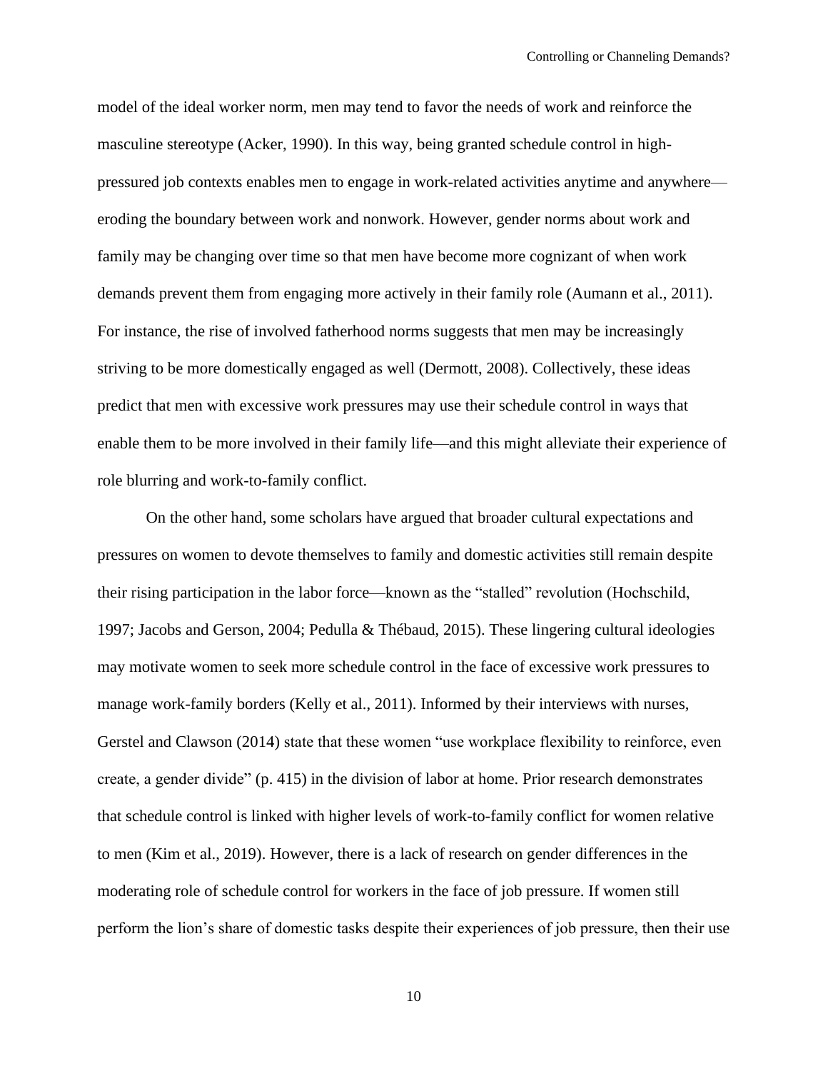model of the ideal worker norm, men may tend to favor the needs of work and reinforce the masculine stereotype (Acker, 1990). In this way, being granted schedule control in high-pressured job contexts enables men to engage in work-related activities anytime and anywhere—eroding the boundary between work and nonwork. However, gender norms about work and family may be changing over time so that men have become more cognizant of when work demands prevent them from engaging more actively in their family role (Aumann et al., 2011). For instance, the rise of involved fatherhood norms suggests that men may be increasingly striving to be more domestically engaged as well (Dermott, 2008). Collectively, these ideas predict that men with excessive work pressures may use their schedule control in ways that enable them to be more involved in their family life—and this might alleviate their experience of role blurring and work-to-family conflict.

On the other hand, some scholars have argued that broader cultural expectations and pressures on women to devote themselves to family and domestic activities still remain despite their rising participation in the labor force—known as the "stalled" revolution (Hochschild, 1997; Jacobs and Gerson, 2004; Pedulla & Thébaud, 2015). These lingering cultural ideologies may motivate women to seek more schedule control in the face of excessive work pressures to manage work-family borders (Kelly et al., 2011). Informed by their interviews with nurses, Gerstel and Clawson (2014) state that these women "use workplace flexibility to reinforce, even create, a gender divide" (p. 415) in the division of labor at home. Prior research demonstrates that schedule control is linked with higher levels of work-to-family conflict for women relative to men (Kim et al., 2019). However, there is a lack of research on gender differences in the moderating role of schedule control for workers in the face of job pressure. If women still perform the lion's share of domestic tasks despite their experiences of job pressure, then their use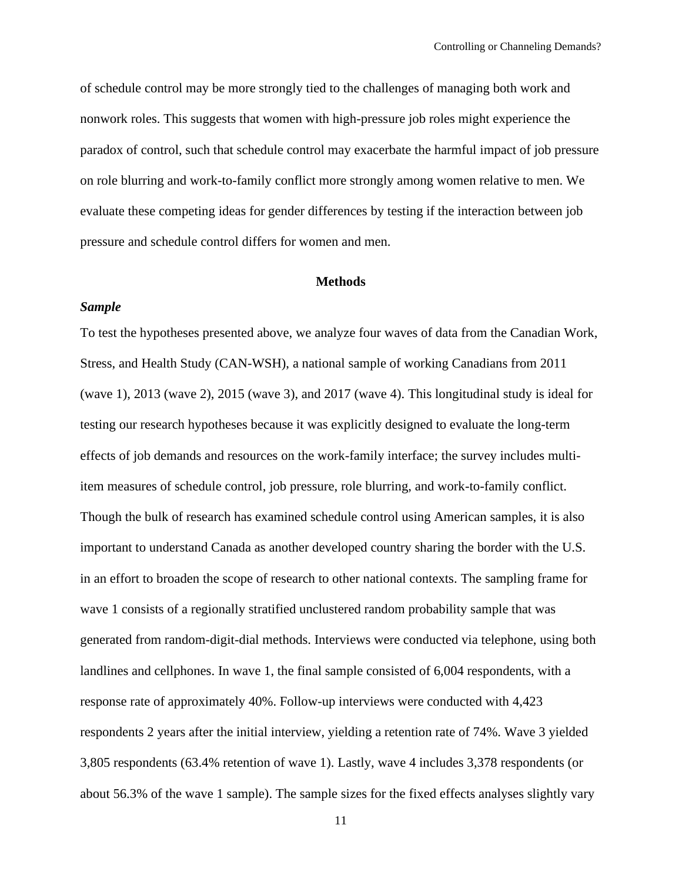of schedule control may be more strongly tied to the challenges of managing both work and nonwork roles. This suggests that women with high-pressure job roles might experience the paradox of control, such that schedule control may exacerbate the harmful impact of job pressure on role blurring and work-to-family conflict more strongly among women relative to men. We evaluate these competing ideas for gender differences by testing if the interaction between job pressure and schedule control differs for women and men.

## Methods

### *Sample*

To test the hypotheses presented above, we analyze four waves of data from the Canadian Work, Stress, and Health Study (CAN-WSH), a national sample of working Canadians from 2011 (wave 1), 2013 (wave 2), 2015 (wave 3), and 2017 (wave 4). This longitudinal study is ideal for testing our research hypotheses because it was explicitly designed to evaluate the long-term effects of job demands and resources on the work-family interface; the survey includes multi-item measures of schedule control, job pressure, role blurring, and work-to-family conflict. Though the bulk of research has examined schedule control using American samples, it is also important to understand Canada as another developed country sharing the border with the U.S. in an effort to broaden the scope of research to other national contexts. The sampling frame for wave 1 consists of a regionally stratified unclustered random probability sample that was generated from random-digit-dial methods. Interviews were conducted via telephone, using both landlines and cellphones. In wave 1, the final sample consisted of 6,004 respondents, with a response rate of approximately 40%. Follow-up interviews were conducted with 4,423 respondents 2 years after the initial interview, yielding a retention rate of 74%. Wave 3 yielded 3,805 respondents (63.4% retention of wave 1). Lastly, wave 4 includes 3,378 respondents (or about 56.3% of the wave 1 sample). The sample sizes for the fixed effects analyses slightly vary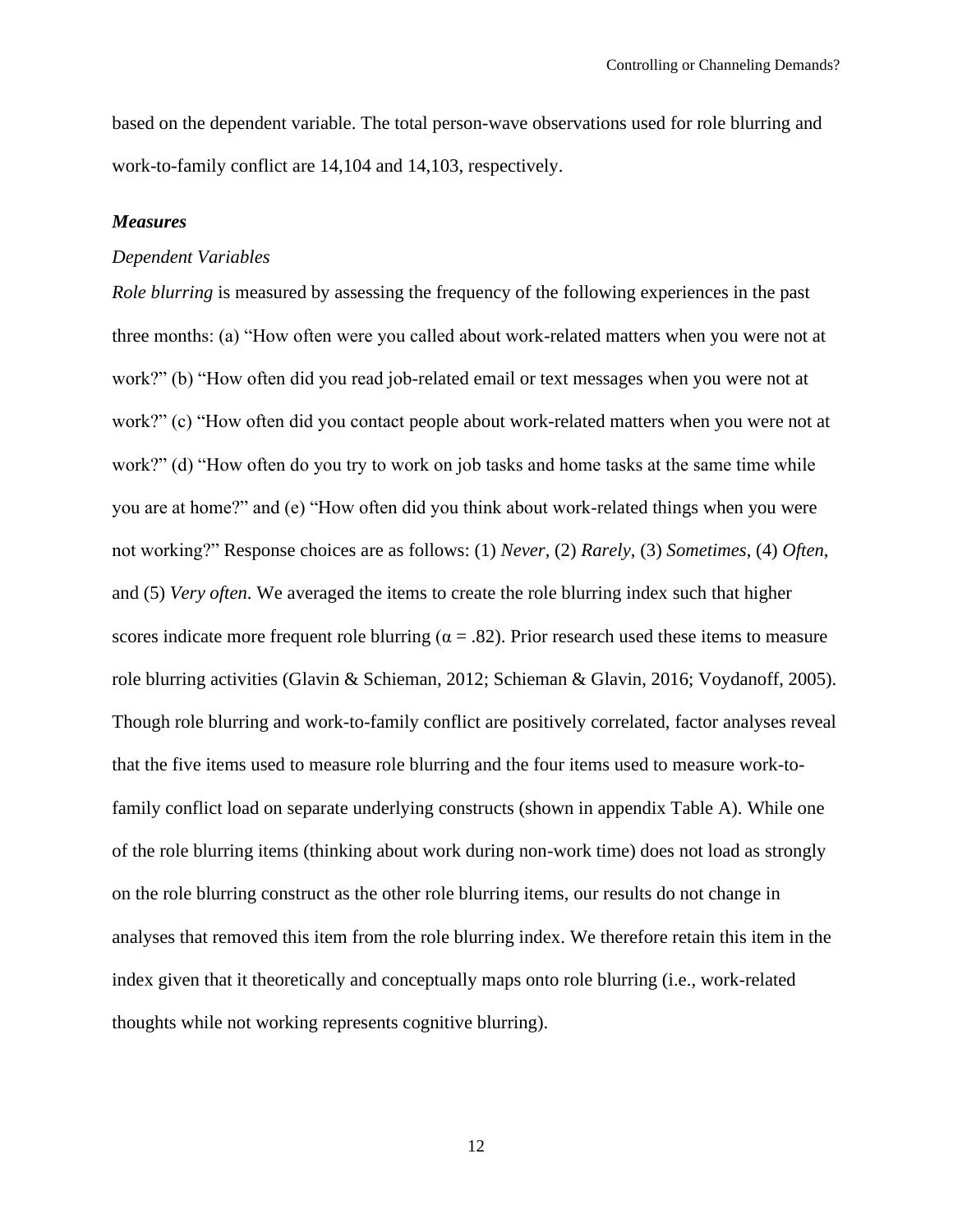based on the dependent variable. The total person-wave observations used for role blurring and work-to-family conflict are 14,104 and 14,103, respectively.

### ***Measures***

#### *Dependent Variables*

*Role blurring* is measured by assessing the frequency of the following experiences in the past three months: (a) "How often were you called about work-related matters when you were not at work?" (b) "How often did you read job-related email or text messages when you were not at work?" (c) "How often did you contact people about work-related matters when you were not at work?" (d) "How often do you try to work on job tasks and home tasks at the same time while you are at home?" and (e) "How often did you think about work-related things when you were not working?" Response choices are as follows: (1) *Never*, (2) *Rarely*, (3) *Sometimes*, (4) *Often*, and (5) *Very often*. We averaged the items to create the role blurring index such that higher scores indicate more frequent role blurring ($\alpha = .82$). Prior research used these items to measure role blurring activities (Glavin & Schieman, 2012; Schieman & Glavin, 2016; Voydanoff, 2005). Though role blurring and work-to-family conflict are positively correlated, factor analyses reveal that the five items used to measure role blurring and the four items used to measure work-to-family conflict load on separate underlying constructs (shown in appendix Table A). While one of the role blurring items (thinking about work during non-work time) does not load as strongly on the role blurring construct as the other role blurring items, our results do not change in analyses that removed this item from the role blurring index. We therefore retain this item in the index given that it theoretically and conceptually maps onto role blurring (i.e., work-related thoughts while not working represents cognitive blurring).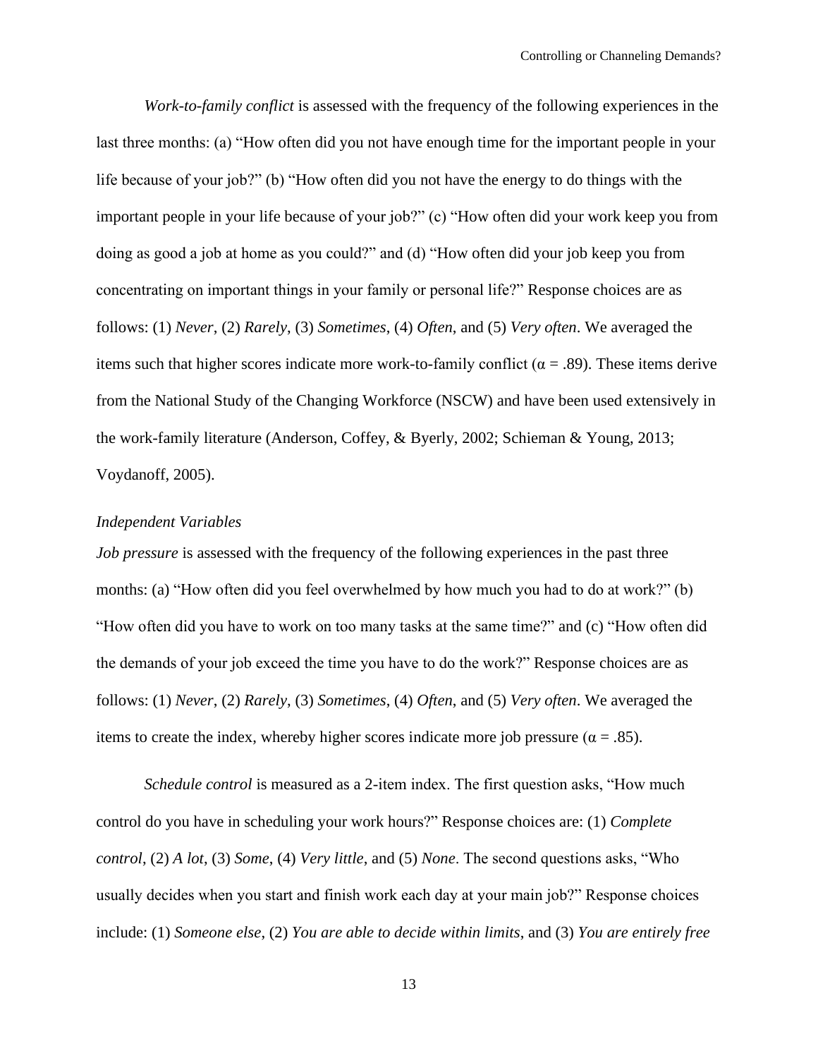*Work-to-family conflict* is assessed with the frequency of the following experiences in the last three months: (a) "How often did you not have enough time for the important people in your life because of your job?" (b) "How often did you not have the energy to do things with the important people in your life because of your job?" (c) "How often did your work keep you from doing as good a job at home as you could?" and (d) "How often did your job keep you from concentrating on important things in your family or personal life?" Response choices are as follows: (1) *Never*, (2) *Rarely*, (3) *Sometimes*, (4) *Often*, and (5) *Very often*. We averaged the items such that higher scores indicate more work-to-family conflict ($\alpha = .89$). These items derive from the National Study of the Changing Workforce (NSCW) and have been used extensively in the work-family literature (Anderson, Coffey, & Byerly, 2002; Schieman & Young, 2013; Voydanoff, 2005).

### *Independent Variables*

*Job pressure* is assessed with the frequency of the following experiences in the past three months: (a) "How often did you feel overwhelmed by how much you had to do at work?" (b) "How often did you have to work on too many tasks at the same time?" and (c) "How often did the demands of your job exceed the time you have to do the work?" Response choices are as follows: (1) *Never*, (2) *Rarely*, (3) *Sometimes*, (4) *Often*, and (5) *Very often*. We averaged the items to create the index, whereby higher scores indicate more job pressure ($\alpha = .85$).

*Schedule control* is measured as a 2-item index. The first question asks, "How much control do you have in scheduling your work hours?" Response choices are: (1) *Complete control*, (2) *A lot*, (3) *Some*, (4) *Very little*, and (5) *None*. The second questions asks, "Who usually decides when you start and finish work each day at your main job?" Response choices include: (1) *Someone else*, (2) *You are able to decide within limits*, and (3) *You are entirely free*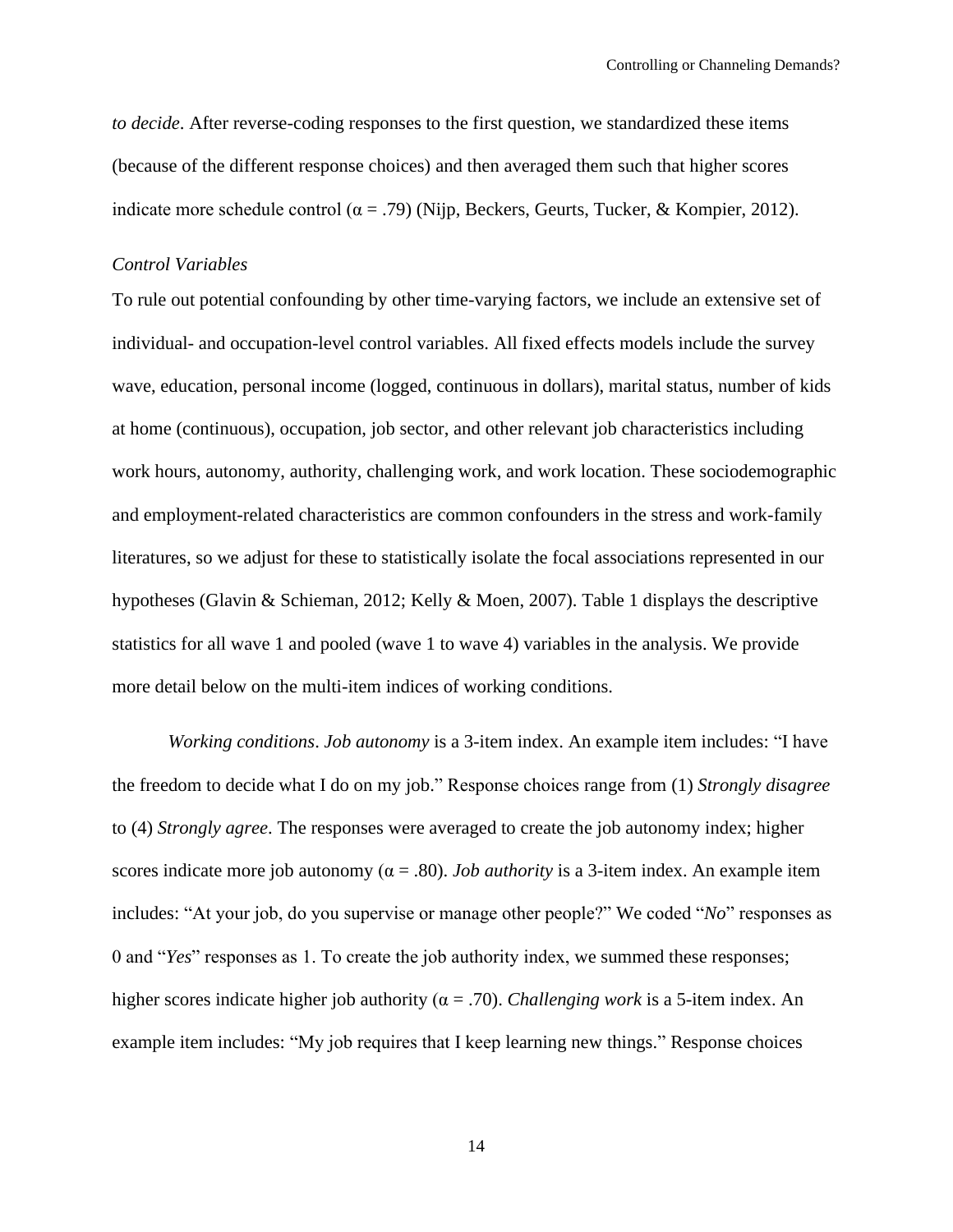*to decide*. After reverse-coding responses to the first question, we standardized these items (because of the different response choices) and then averaged them such that higher scores indicate more schedule control ($\alpha = .79$) (Nijp, Beckers, Geurts, Tucker, & Kompier, 2012).

### *Control Variables*

To rule out potential confounding by other time-varying factors, we include an extensive set of individual- and occupation-level control variables. All fixed effects models include the survey wave, education, personal income (logged, continuous in dollars), marital status, number of kids at home (continuous), occupation, job sector, and other relevant job characteristics including work hours, autonomy, authority, challenging work, and work location. These sociodemographic and employment-related characteristics are common confounders in the stress and work-family literatures, so we adjust for these to statistically isolate the focal associations represented in our hypotheses (Glavin & Schieman, 2012; Kelly & Moen, 2007). Table 1 displays the descriptive statistics for all wave 1 and pooled (wave 1 to wave 4) variables in the analysis. We provide more detail below on the multi-item indices of working conditions.

*Working conditions*. *Job autonomy* is a 3-item index. An example item includes: "I have the freedom to decide what I do on my job." Response choices range from (1) *Strongly disagree* to (4) *Strongly agree*. The responses were averaged to create the job autonomy index; higher scores indicate more job autonomy ($\alpha = .80$). *Job authority* is a 3-item index. An example item includes: "At your job, do you supervise or manage other people?" We coded "*No*" responses as 0 and "*Yes*" responses as 1. To create the job authority index, we summed these responses; higher scores indicate higher job authority ($\alpha = .70$). *Challenging work* is a 5-item index. An example item includes: "My job requires that I keep learning new things." Response choices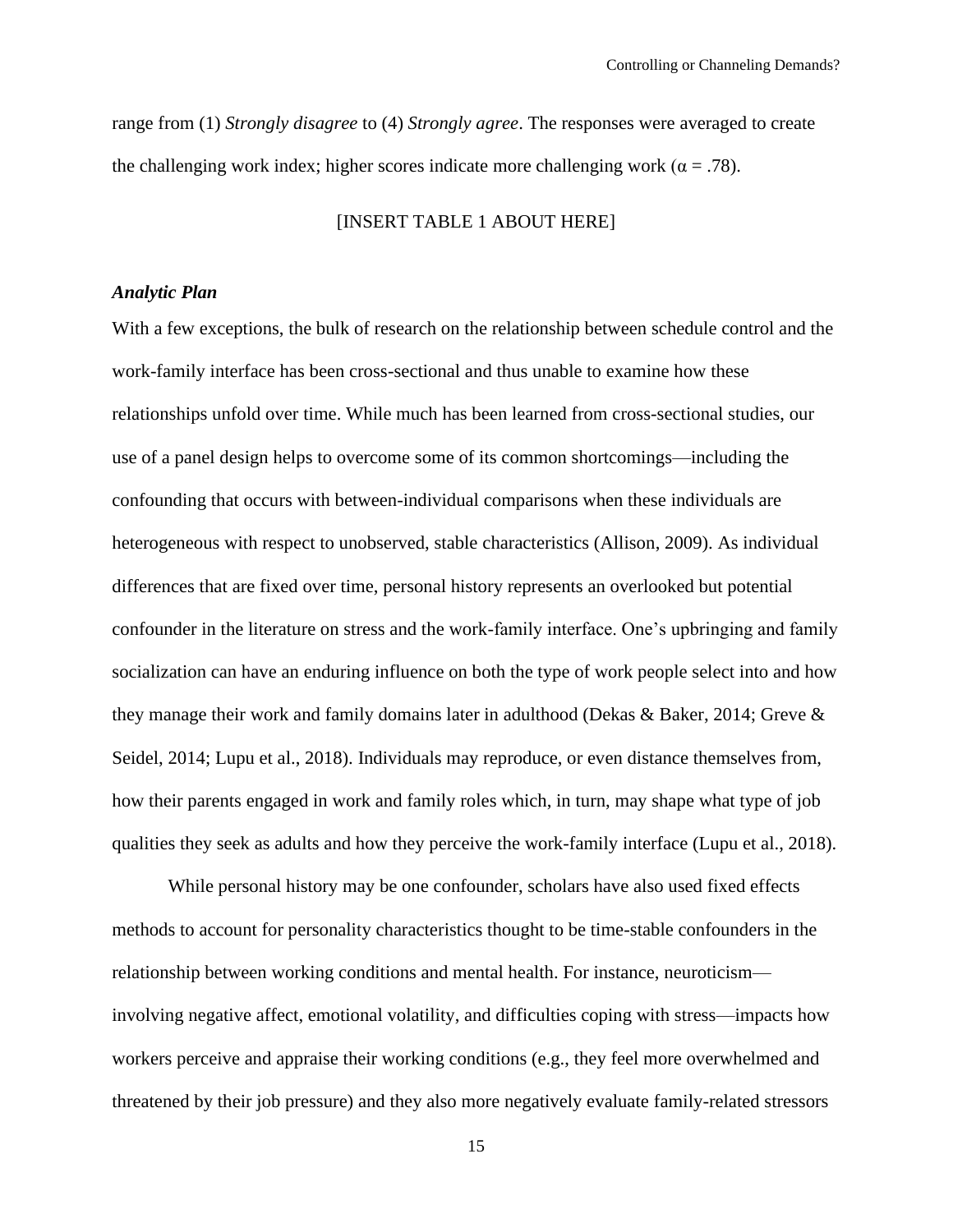range from (1) *Strongly disagree* to (4) *Strongly agree*. The responses were averaged to create the challenging work index; higher scores indicate more challenging work ($\alpha = .78$).

[INSERT TABLE 1 ABOUT HERE]

### *Analytic Plan*

With a few exceptions, the bulk of research on the relationship between schedule control and the work-family interface has been cross-sectional and thus unable to examine how these relationships unfold over time. While much has been learned from cross-sectional studies, our use of a panel design helps to overcome some of its common shortcomings—including the confounding that occurs with between-individual comparisons when these individuals are heterogeneous with respect to unobserved, stable characteristics (Allison, 2009). As individual differences that are fixed over time, personal history represents an overlooked but potential confounder in the literature on stress and the work-family interface. One's upbringing and family socialization can have an enduring influence on both the type of work people select into and how they manage their work and family domains later in adulthood (Dekas & Baker, 2014; Greve & Seidel, 2014; Lupu et al., 2018). Individuals may reproduce, or even distance themselves from, how their parents engaged in work and family roles which, in turn, may shape what type of job qualities they seek as adults and how they perceive the work-family interface (Lupu et al., 2018).

While personal history may be one confounder, scholars have also used fixed effects methods to account for personality characteristics thought to be time-stable confounders in the relationship between working conditions and mental health. For instance, neuroticism—involving negative affect, emotional volatility, and difficulties coping with stress—impacts how workers perceive and appraise their working conditions (e.g., they feel more overwhelmed and threatened by their job pressure) and they also more negatively evaluate family-related stressors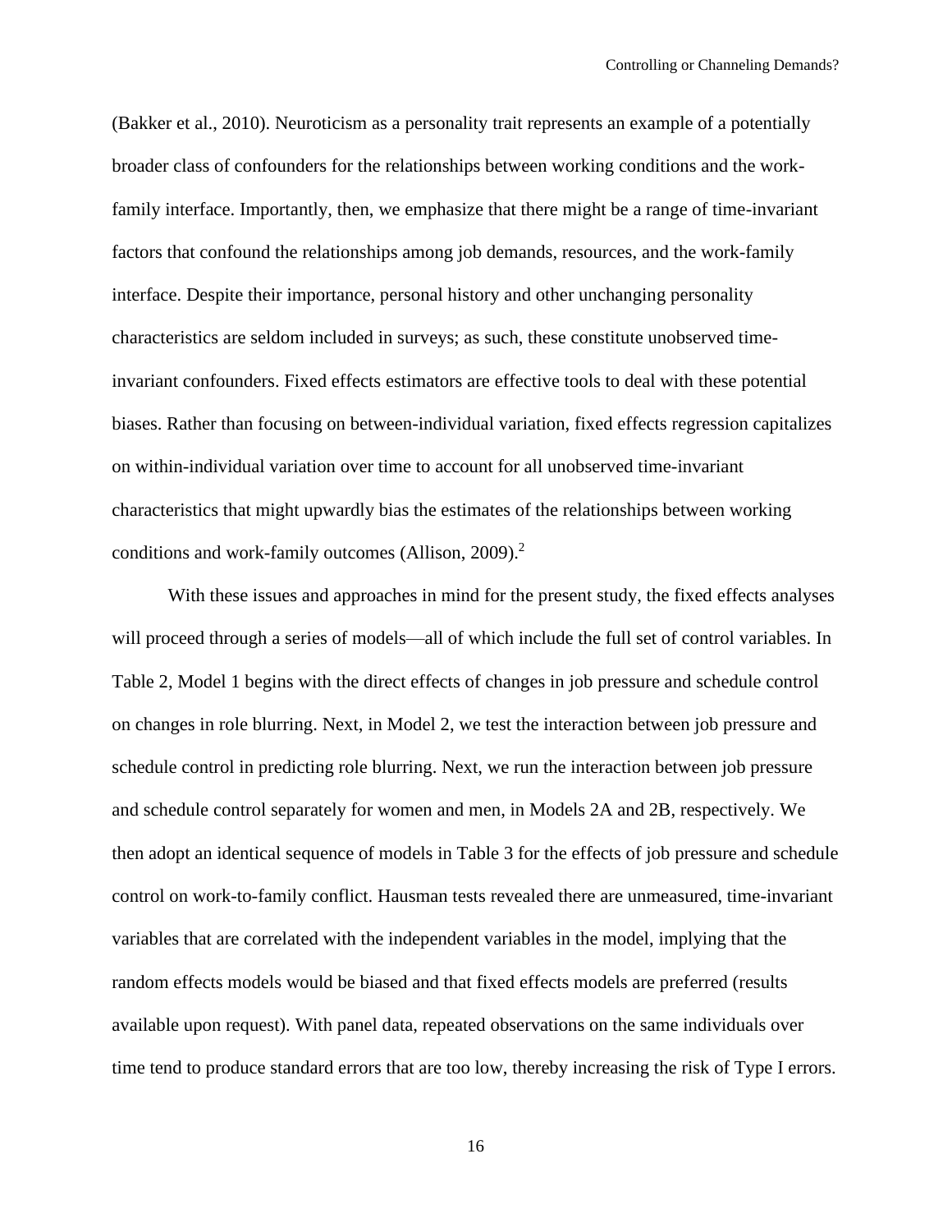(Bakker et al., 2010). Neuroticism as a personality trait represents an example of a potentially broader class of confounders for the relationships between working conditions and the work-family interface. Importantly, then, we emphasize that there might be a range of time-invariant factors that confound the relationships among job demands, resources, and the work-family interface. Despite their importance, personal history and other unchanging personality characteristics are seldom included in surveys; as such, these constitute unobserved time-invariant confounders. Fixed effects estimators are effective tools to deal with these potential biases. Rather than focusing on between-individual variation, fixed effects regression capitalizes on within-individual variation over time to account for all unobserved time-invariant characteristics that might upwardly bias the estimates of the relationships between working conditions and work-family outcomes (Allison, 2009).[2]

With these issues and approaches in mind for the present study, the fixed effects analyses will proceed through a series of models—all of which include the full set of control variables. In Table 2, Model 1 begins with the direct effects of changes in job pressure and schedule control on changes in role blurring. Next, in Model 2, we test the interaction between job pressure and schedule control in predicting role blurring. Next, we run the interaction between job pressure and schedule control separately for women and men, in Models 2A and 2B, respectively. We then adopt an identical sequence of models in Table 3 for the effects of job pressure and schedule control on work-to-family conflict. Hausman tests revealed there are unmeasured, time-invariant variables that are correlated with the independent variables in the model, implying that the random effects models would be biased and that fixed effects models are preferred (results available upon request). With panel data, repeated observations on the same individuals over time tend to produce standard errors that are too low, thereby increasing the risk of Type I errors.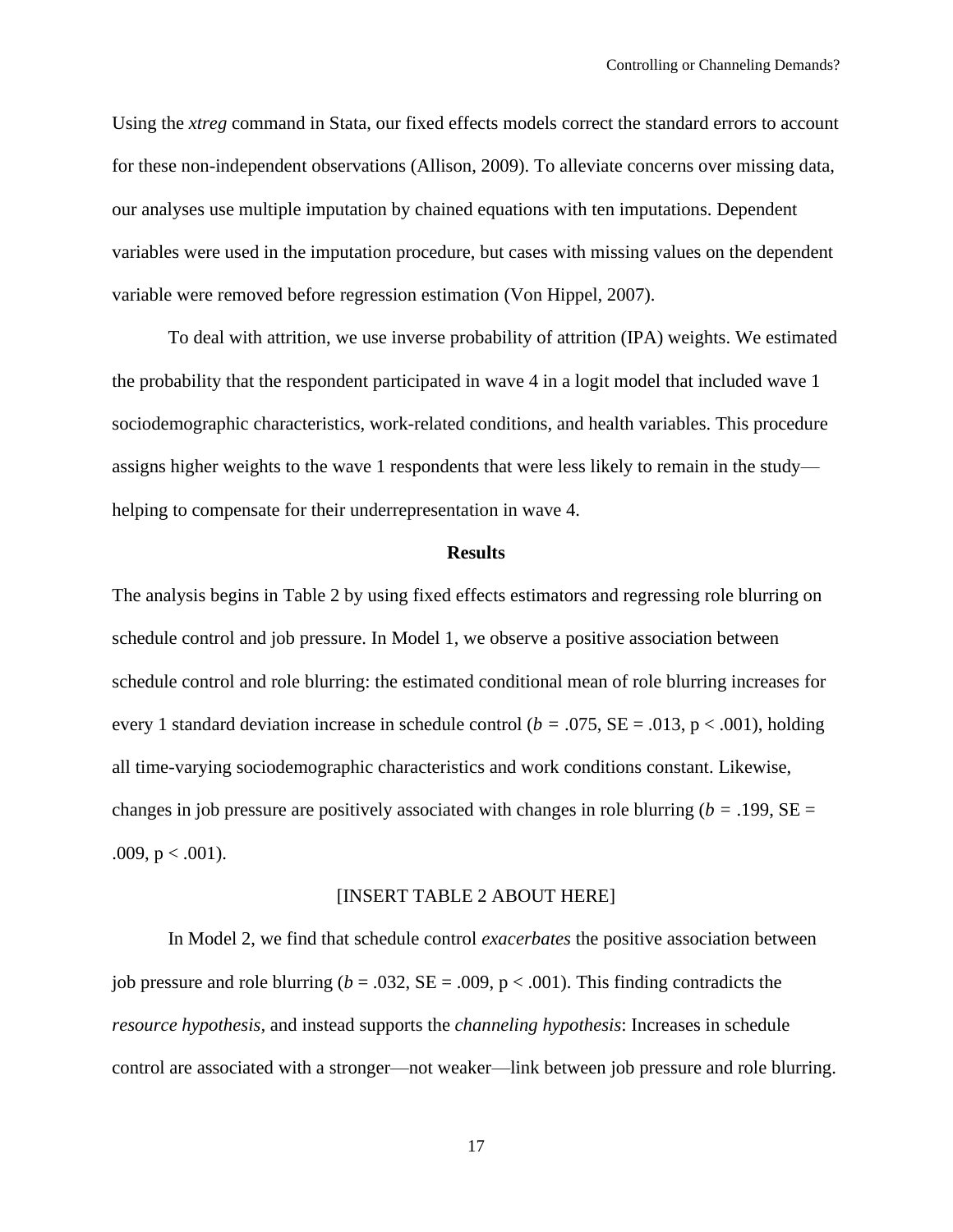Using the *xtreg* command in Stata, our fixed effects models correct the standard errors to account for these non-independent observations (Allison, 2009). To alleviate concerns over missing data, our analyses use multiple imputation by chained equations with ten imputations. Dependent variables were used in the imputation procedure, but cases with missing values on the dependent variable were removed before regression estimation (Von Hippel, 2007).

To deal with attrition, we use inverse probability of attrition (IPA) weights. We estimated the probability that the respondent participated in wave 4 in a logit model that included wave 1 sociodemographic characteristics, work-related conditions, and health variables. This procedure assigns higher weights to the wave 1 respondents that were less likely to remain in the study—helping to compensate for their underrepresentation in wave 4.

## Results

The analysis begins in Table 2 by using fixed effects estimators and regressing role blurring on schedule control and job pressure. In Model 1, we observe a positive association between schedule control and role blurring: the estimated conditional mean of role blurring increases for every 1 standard deviation increase in schedule control ($b$ = .075, SE = .013, $p < .001$), holding all time-varying sociodemographic characteristics and work conditions constant. Likewise, changes in job pressure are positively associated with changes in role blurring ($b$ = .199, SE = .009, $p < .001$).

[INSERT TABLE 2 ABOUT HERE]

In Model 2, we find that schedule control *exacerbates* the positive association between job pressure and role blurring ($b$ = .032, SE = .009, $p < .001$). This finding contradicts the *resource hypothesis*, and instead supports the *channeling hypothesis*: Increases in schedule control are associated with a stronger—not weaker—link between job pressure and role blurring.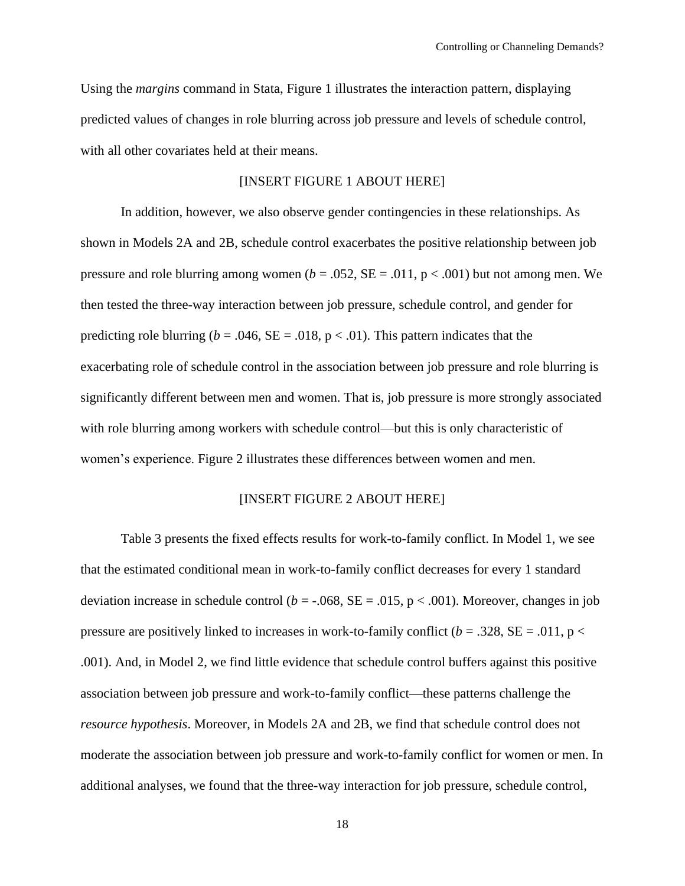Using the *margins* command in Stata, Figure 1 illustrates the interaction pattern, displaying predicted values of changes in role blurring across job pressure and levels of schedule control, with all other covariates held at their means.

[INSERT FIGURE 1 ABOUT HERE]

In addition, however, we also observe gender contingencies in these relationships. As shown in Models 2A and 2B, schedule control exacerbates the positive relationship between job pressure and role blurring among women ($b$ = .052, SE = .011, $p < .001$) but not among men. We then tested the three-way interaction between job pressure, schedule control, and gender for predicting role blurring ($b$ = .046, SE = .018, $p < .01$). This pattern indicates that the exacerbating role of schedule control in the association between job pressure and role blurring is significantly different between men and women. That is, job pressure is more strongly associated with role blurring among workers with schedule control—but this is only characteristic of women's experience. Figure 2 illustrates these differences between women and men.

[INSERT FIGURE 2 ABOUT HERE]

Table 3 presents the fixed effects results for work-to-family conflict. In Model 1, we see that the estimated conditional mean in work-to-family conflict decreases for every 1 standard deviation increase in schedule control ($b$ = -.068, SE = .015, $p < .001$). Moreover, changes in job pressure are positively linked to increases in work-to-family conflict ($b$ = .328, SE = .011, $p < .001$). And, in Model 2, we find little evidence that schedule control buffers against this positive association between job pressure and work-to-family conflict—these patterns challenge the *resource hypothesis*. Moreover, in Models 2A and 2B, we find that schedule control does not moderate the association between job pressure and work-to-family conflict for women or men. In additional analyses, we found that the three-way interaction for job pressure, schedule control,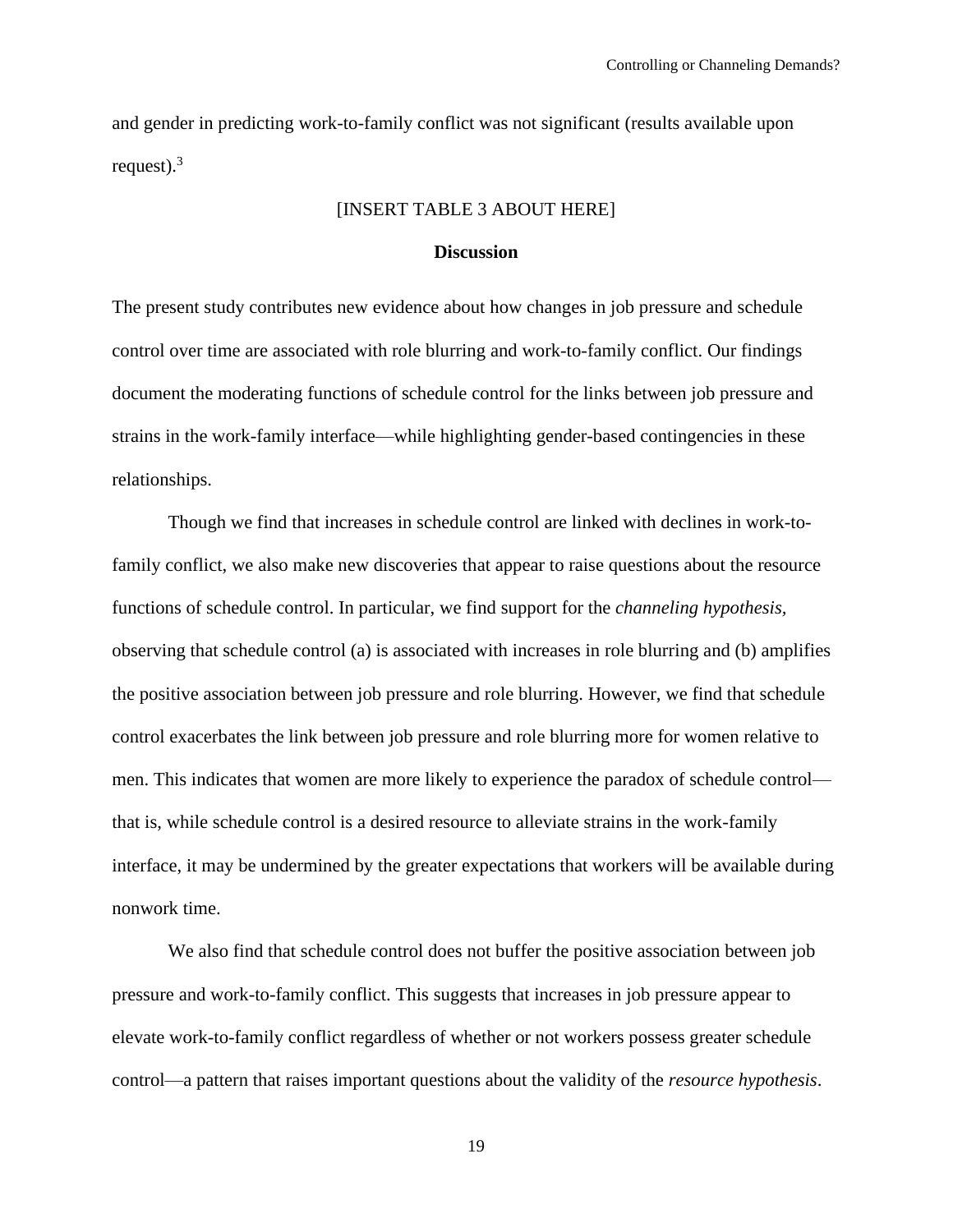and gender in predicting work-to-family conflict was not significant (results available upon request).[3]

[INSERT TABLE 3 ABOUT HERE]

## Discussion

The present study contributes new evidence about how changes in job pressure and schedule control over time are associated with role blurring and work-to-family conflict. Our findings document the moderating functions of schedule control for the links between job pressure and strains in the work-family interface—while highlighting gender-based contingencies in these relationships.

Though we find that increases in schedule control are linked with declines in work-to-family conflict, we also make new discoveries that appear to raise questions about the resource functions of schedule control. In particular, we find support for the *channeling hypothesis*, observing that schedule control (a) is associated with increases in role blurring and (b) amplifies the positive association between job pressure and role blurring. However, we find that schedule control exacerbates the link between job pressure and role blurring more for women relative to men. This indicates that women are more likely to experience the paradox of schedule control—that is, while schedule control is a desired resource to alleviate strains in the work-family interface, it may be undermined by the greater expectations that workers will be available during nonwork time.

We also find that schedule control does not buffer the positive association between job pressure and work-to-family conflict. This suggests that increases in job pressure appear to elevate work-to-family conflict regardless of whether or not workers possess greater schedule control—a pattern that raises important questions about the validity of the *resource hypothesis*.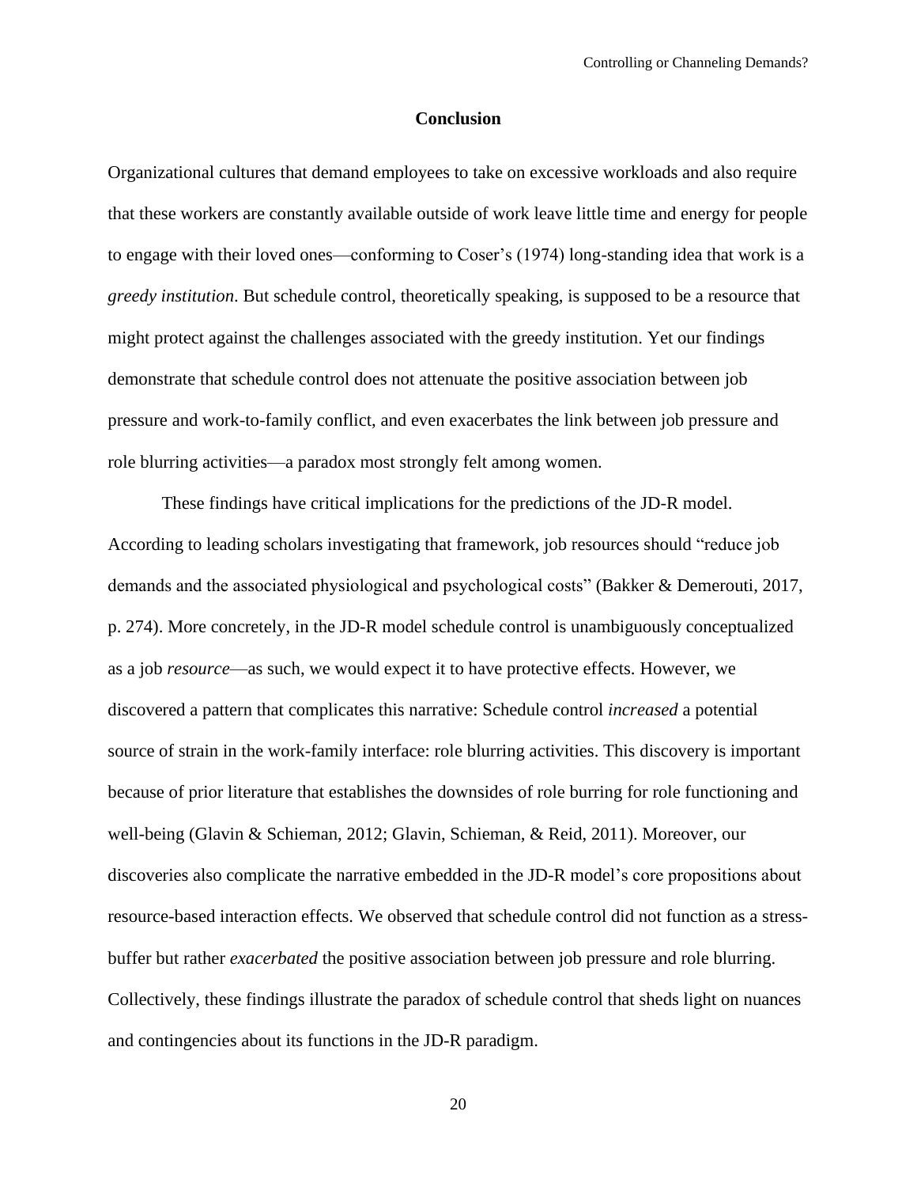## Conclusion

Organizational cultures that demand employees to take on excessive workloads and also require that these workers are constantly available outside of work leave little time and energy for people to engage with their loved ones—conforming to Coser's (1974) long-standing idea that work is a *greedy institution*. But schedule control, theoretically speaking, is supposed to be a resource that might protect against the challenges associated with the greedy institution. Yet our findings demonstrate that schedule control does not attenuate the positive association between job pressure and work-to-family conflict, and even exacerbates the link between job pressure and role blurring activities—a paradox most strongly felt among women.

These findings have critical implications for the predictions of the JD-R model. According to leading scholars investigating that framework, job resources should "reduce job demands and the associated physiological and psychological costs" (Bakker & Demerouti, 2017, p. 274). More concretely, in the JD-R model schedule control is unambiguously conceptualized as a job *resource*—as such, we would expect it to have protective effects. However, we discovered a pattern that complicates this narrative: Schedule control *increased* a potential source of strain in the work-family interface: role blurring activities. This discovery is important because of prior literature that establishes the downsides of role burring for role functioning and well-being (Glavin & Schieman, 2012; Glavin, Schieman, & Reid, 2011). Moreover, our discoveries also complicate the narrative embedded in the JD-R model's core propositions about resource-based interaction effects. We observed that schedule control did not function as a stress-buffer but rather *exacerbated* the positive association between job pressure and role blurring. Collectively, these findings illustrate the paradox of schedule control that sheds light on nuances and contingencies about its functions in the JD-R paradigm.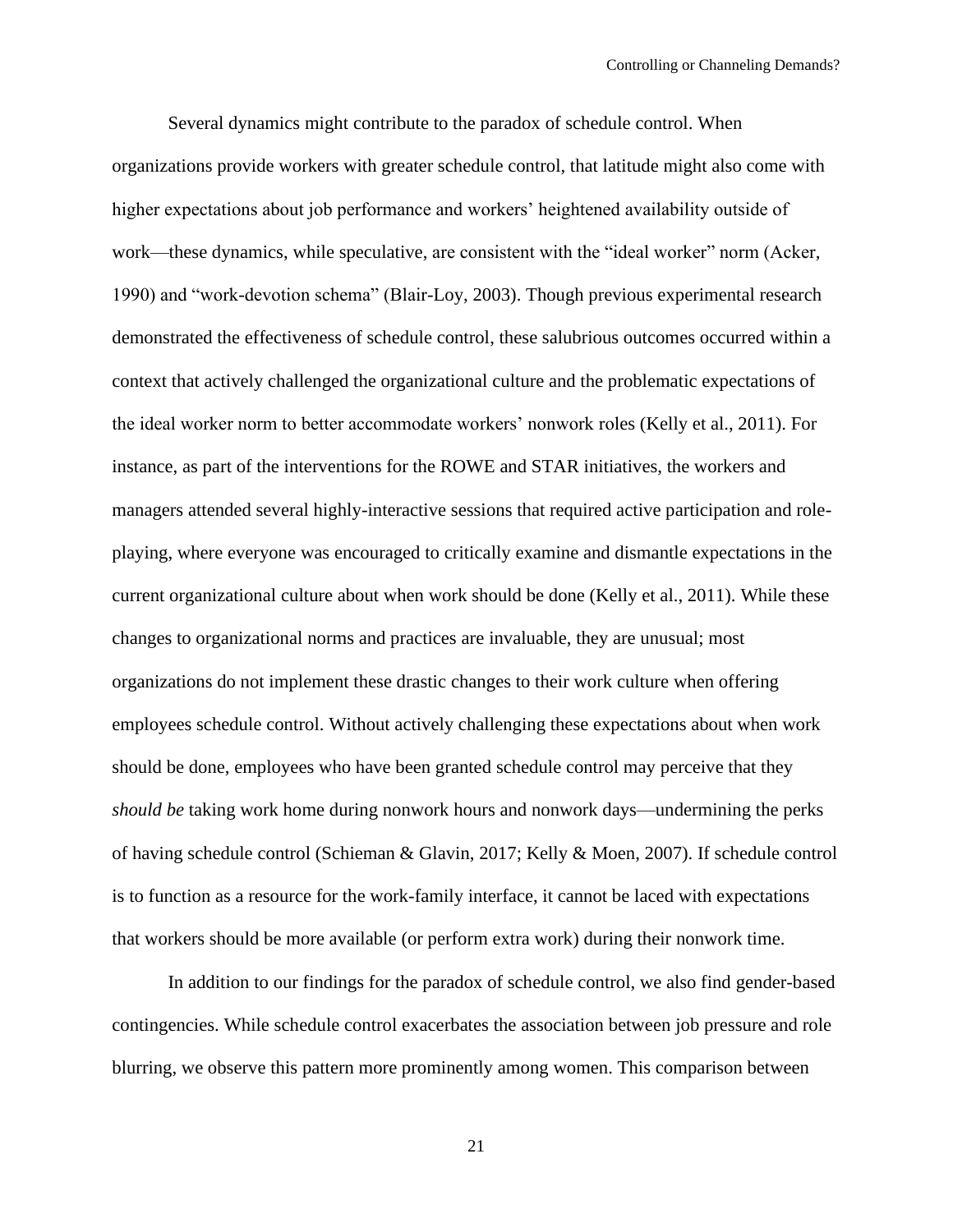Several dynamics might contribute to the paradox of schedule control. When organizations provide workers with greater schedule control, that latitude might also come with higher expectations about job performance and workers' heightened availability outside of work—these dynamics, while speculative, are consistent with the "ideal worker" norm (Acker, 1990) and "work-devotion schema" (Blair-Loy, 2003). Though previous experimental research demonstrated the effectiveness of schedule control, these salubrious outcomes occurred within a context that actively challenged the organizational culture and the problematic expectations of the ideal worker norm to better accommodate workers' nonwork roles (Kelly et al., 2011). For instance, as part of the interventions for the ROWE and STAR initiatives, the workers and managers attended several highly-interactive sessions that required active participation and role-playing, where everyone was encouraged to critically examine and dismantle expectations in the current organizational culture about when work should be done (Kelly et al., 2011). While these changes to organizational norms and practices are invaluable, they are unusual; most organizations do not implement these drastic changes to their work culture when offering employees schedule control. Without actively challenging these expectations about when work should be done, employees who have been granted schedule control may perceive that they *should be* taking work home during nonwork hours and nonwork days—undermining the perks of having schedule control (Schieman & Glavin, 2017; Kelly & Moen, 2007). If schedule control is to function as a resource for the work-family interface, it cannot be laced with expectations that workers should be more available (or perform extra work) during their nonwork time.

In addition to our findings for the paradox of schedule control, we also find gender-based contingencies. While schedule control exacerbates the association between job pressure and role blurring, we observe this pattern more prominently among women. This comparison between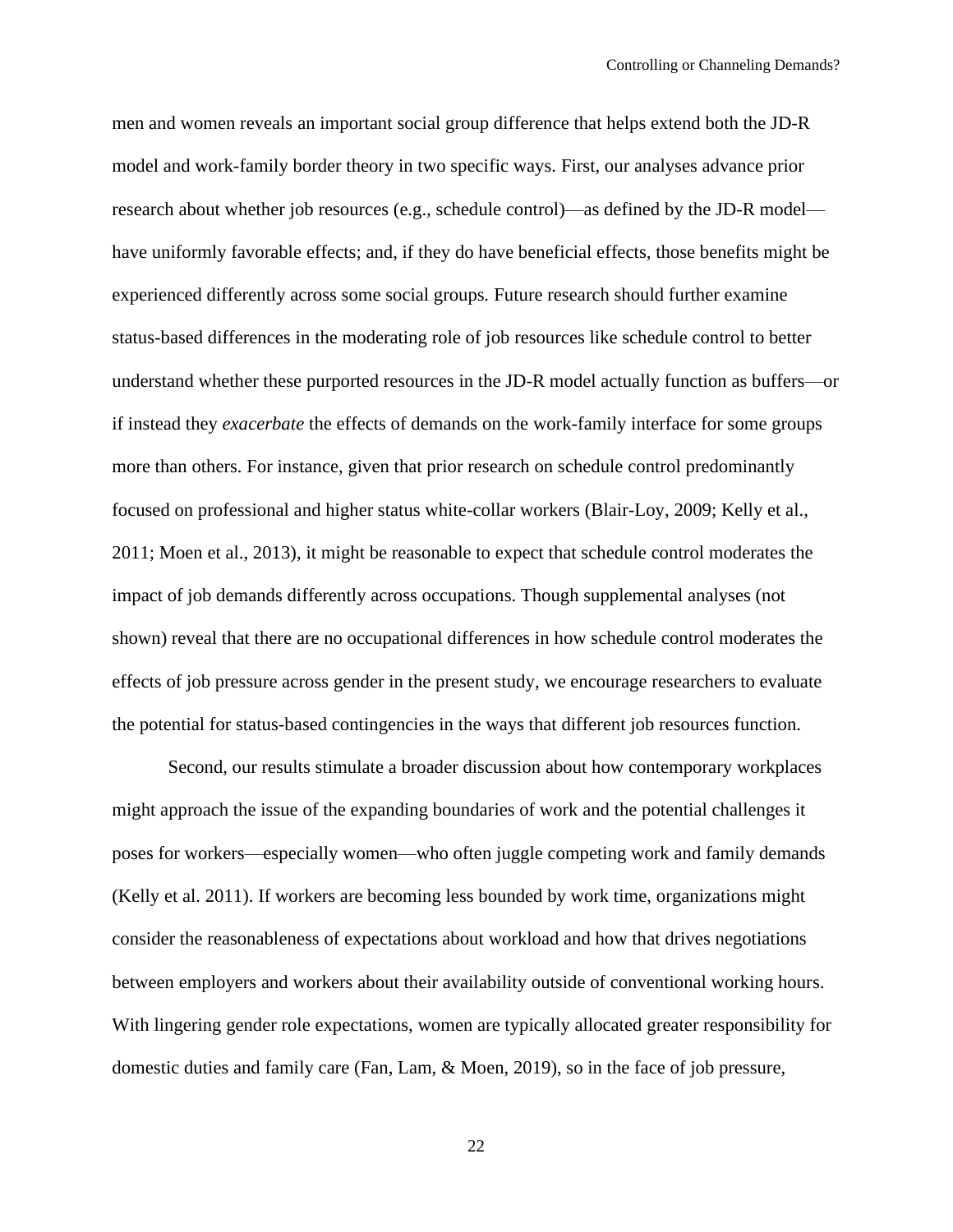men and women reveals an important social group difference that helps extend both the JD-R model and work-family border theory in two specific ways. First, our analyses advance prior research about whether job resources (e.g., schedule control)—as defined by the JD-R model—have uniformly favorable effects; and, if they do have beneficial effects, those benefits might be experienced differently across some social groups. Future research should further examine status-based differences in the moderating role of job resources like schedule control to better understand whether these purported resources in the JD-R model actually function as buffers—or if instead they *exacerbate* the effects of demands on the work-family interface for some groups more than others. For instance, given that prior research on schedule control predominantly focused on professional and higher status white-collar workers (Blair-Loy, 2009; Kelly et al., 2011; Moen et al., 2013), it might be reasonable to expect that schedule control moderates the impact of job demands differently across occupations. Though supplemental analyses (not shown) reveal that there are no occupational differences in how schedule control moderates the effects of job pressure across gender in the present study, we encourage researchers to evaluate the potential for status-based contingencies in the ways that different job resources function.

Second, our results stimulate a broader discussion about how contemporary workplaces might approach the issue of the expanding boundaries of work and the potential challenges it poses for workers—especially women—who often juggle competing work and family demands (Kelly et al. 2011). If workers are becoming less bounded by work time, organizations might consider the reasonableness of expectations about workload and how that drives negotiations between employers and workers about their availability outside of conventional working hours. With lingering gender role expectations, women are typically allocated greater responsibility for domestic duties and family care (Fan, Lam, & Moen, 2019), so in the face of job pressure,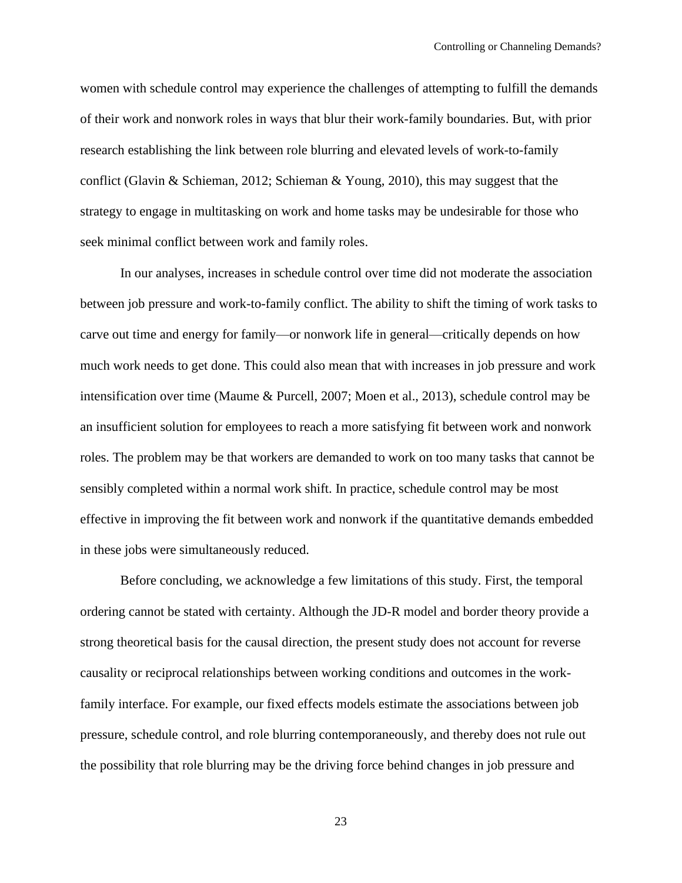women with schedule control may experience the challenges of attempting to fulfill the demands of their work and nonwork roles in ways that blur their work-family boundaries. But, with prior research establishing the link between role blurring and elevated levels of work-to-family conflict (Glavin & Schieman, 2012; Schieman & Young, 2010), this may suggest that the strategy to engage in multitasking on work and home tasks may be undesirable for those who seek minimal conflict between work and family roles.

In our analyses, increases in schedule control over time did not moderate the association between job pressure and work-to-family conflict. The ability to shift the timing of work tasks to carve out time and energy for family—or nonwork life in general—critically depends on how much work needs to get done. This could also mean that with increases in job pressure and work intensification over time (Maume & Purcell, 2007; Moen et al., 2013), schedule control may be an insufficient solution for employees to reach a more satisfying fit between work and nonwork roles. The problem may be that workers are demanded to work on too many tasks that cannot be sensibly completed within a normal work shift. In practice, schedule control may be most effective in improving the fit between work and nonwork if the quantitative demands embedded in these jobs were simultaneously reduced.

Before concluding, we acknowledge a few limitations of this study. First, the temporal ordering cannot be stated with certainty. Although the JD-R model and border theory provide a strong theoretical basis for the causal direction, the present study does not account for reverse causality or reciprocal relationships between working conditions and outcomes in the work-family interface. For example, our fixed effects models estimate the associations between job pressure, schedule control, and role blurring contemporaneously, and thereby does not rule out the possibility that role blurring may be the driving force behind changes in job pressure and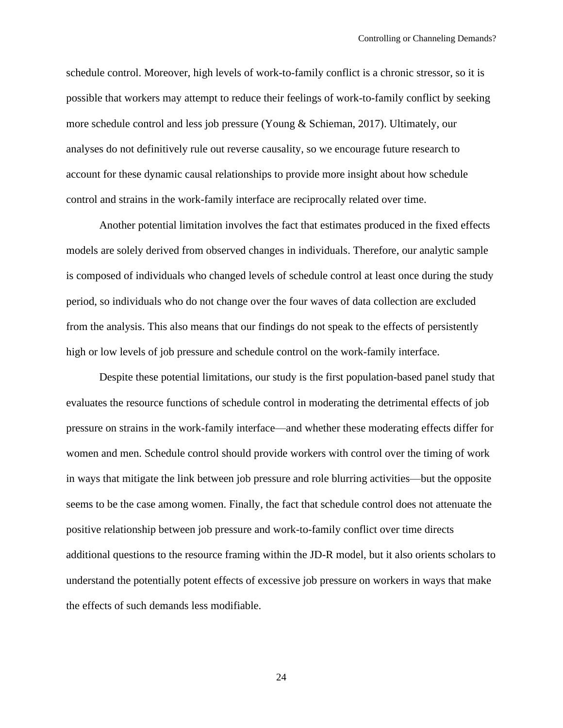schedule control. Moreover, high levels of work-to-family conflict is a chronic stressor, so it is possible that workers may attempt to reduce their feelings of work-to-family conflict by seeking more schedule control and less job pressure (Young & Schieman, 2017). Ultimately, our analyses do not definitively rule out reverse causality, so we encourage future research to account for these dynamic causal relationships to provide more insight about how schedule control and strains in the work-family interface are reciprocally related over time.

Another potential limitation involves the fact that estimates produced in the fixed effects models are solely derived from observed changes in individuals. Therefore, our analytic sample is composed of individuals who changed levels of schedule control at least once during the study period, so individuals who do not change over the four waves of data collection are excluded from the analysis. This also means that our findings do not speak to the effects of persistently high or low levels of job pressure and schedule control on the work-family interface.

Despite these potential limitations, our study is the first population-based panel study that evaluates the resource functions of schedule control in moderating the detrimental effects of job pressure on strains in the work-family interface—and whether these moderating effects differ for women and men. Schedule control should provide workers with control over the timing of work in ways that mitigate the link between job pressure and role blurring activities—but the opposite seems to be the case among women. Finally, the fact that schedule control does not attenuate the positive relationship between job pressure and work-to-family conflict over time directs additional questions to the resource framing within the JD-R model, but it also orients scholars to understand the potentially potent effects of excessive job pressure on workers in ways that make the effects of such demands less modifiable.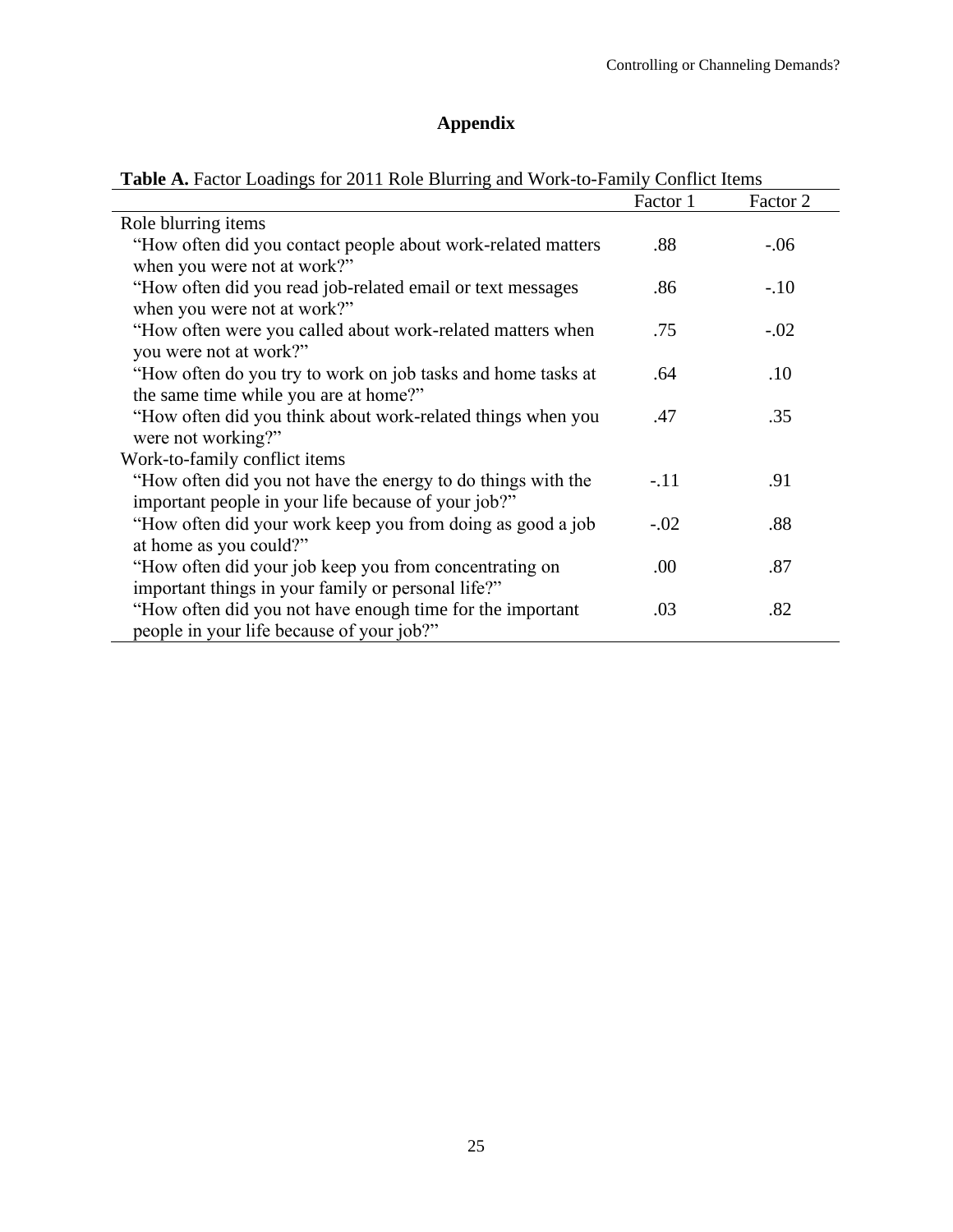# Appendix

**Table A.** Factor Loadings for 2011 Role Blurring and Work-to-Family Conflict Items

| | Factor 1 | Factor 2 |
|---|---|---|
| Role blurring items | | |
| "How often did you contact people about work-related matters when you were not at work?" | .88 | -.06 |
| "How often did you read job-related email or text messages when you were not at work?" | .86 | -.10 |
| "How often were you called about work-related matters when you were not at work?" | .75 | -.02 |
| "How often do you try to work on job tasks and home tasks at the same time while you are at home?" | .64 | .10 |
| "How often did you think about work-related things when you were not working?" | .47 | .35 |
| Work-to-family conflict items | | |
| "How often did you not have the energy to do things with the important people in your life because of your job?" | -.11 | .91 |
| "How often did your work keep you from doing as good a job at home as you could?" | -.02 | .88 |
| "How often did your job keep you from concentrating on important things in your family or personal life?" | .00 | .87 |
| "How often did you not have enough time for the important people in your life because of your job?" | .03 | .82 |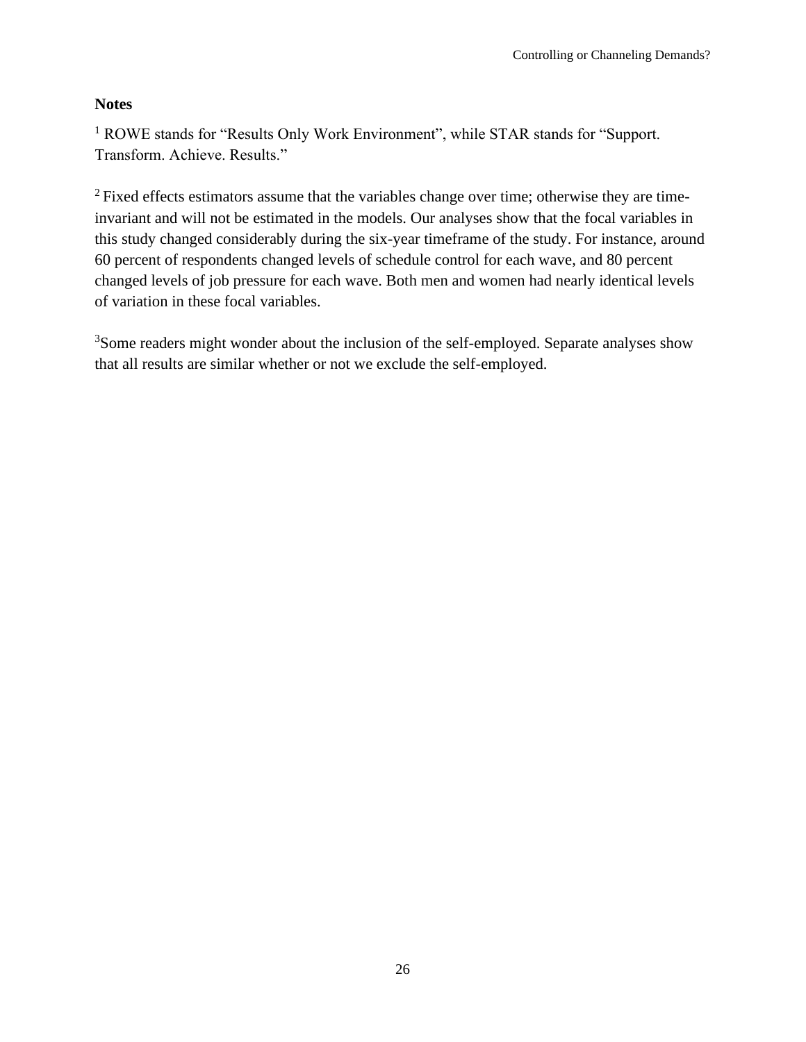**Notes**

[1] ROWE stands for "Results Only Work Environment", while STAR stands for "Support. Transform. Achieve. Results."

[2] Fixed effects estimators assume that the variables change over time; otherwise they are time-invariant and will not be estimated in the models. Our analyses show that the focal variables in this study changed considerably during the six-year timeframe of the study. For instance, around 60 percent of respondents changed levels of schedule control for each wave, and 80 percent changed levels of job pressure for each wave. Both men and women had nearly identical levels of variation in these focal variables.

[3] Some readers might wonder about the inclusion of the self-employed. Separate analyses show that all results are similar whether or not we exclude the self-employed.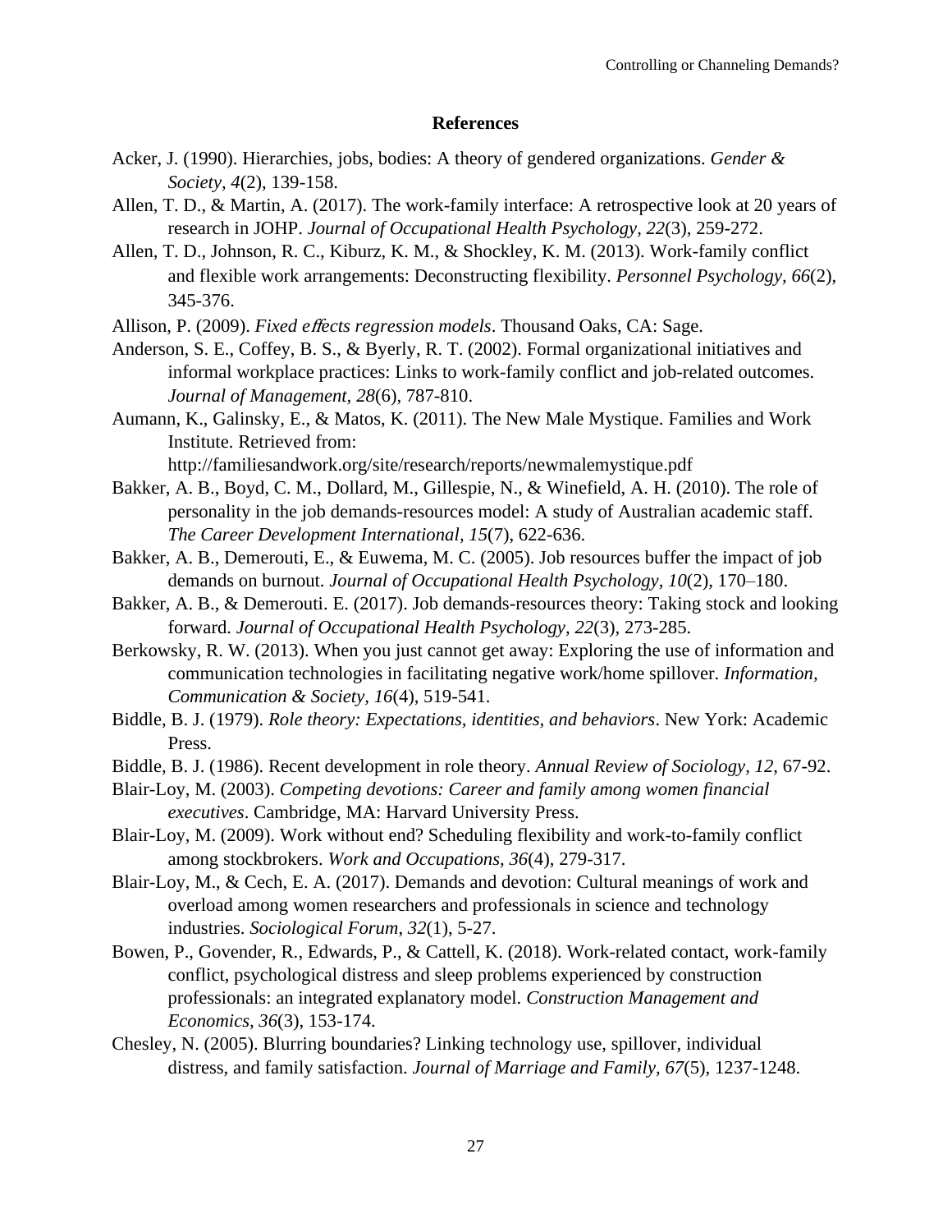## References

Acker, J. (1990). Hierarchies, jobs, bodies: A theory of gendered organizations. *Gender & Society, 4*(2), 139-158.

Allen, T. D., & Martin, A. (2017). The work-family interface: A retrospective look at 20 years of research in JOHP. *Journal of Occupational Health Psychology, 22*(3), 259-272.

Allen, T. D., Johnson, R. C., Kiburz, K. M., & Shockley, K. M. (2013). Work-family conflict and flexible work arrangements: Deconstructing flexibility. *Personnel Psychology, 66*(2), 345-376.

Allison, P. (2009). *Fixed eﬀects regression models*. Thousand Oaks, CA: Sage.

Anderson, S. E., Coffey, B. S., & Byerly, R. T. (2002). Formal organizational initiatives and informal workplace practices: Links to work-family conflict and job-related outcomes. *Journal of Management, 28*(6), 787-810.

Aumann, K., Galinsky, E., & Matos, K. (2011). The New Male Mystique. Families and Work Institute. Retrieved from: http://familiesandwork.org/site/research/reports/newmalemystique.pdf

Bakker, A. B., Boyd, C. M., Dollard, M., Gillespie, N., & Winefield, A. H. (2010). The role of personality in the job demands-resources model: A study of Australian academic staff. *The Career Development International, 15*(7), 622-636.

Bakker, A. B., Demerouti, E., & Euwema, M. C. (2005). Job resources buffer the impact of job demands on burnout. *Journal of Occupational Health Psychology, 10*(2), 170–180.

Bakker, A. B., & Demerouti. E. (2017). Job demands-resources theory: Taking stock and looking forward. *Journal of Occupational Health Psychology, 22*(3), 273-285.

Berkowsky, R. W. (2013). When you just cannot get away: Exploring the use of information and communication technologies in facilitating negative work/home spillover. *Information, Communication & Society, 16*(4), 519-541.

Biddle, B. J. (1979). *Role theory: Expectations, identities, and behaviors*. New York: Academic Press.

Biddle, B. J. (1986). Recent development in role theory. *Annual Review of Sociology, 12*, 67-92.

Blair-Loy, M. (2003). *Competing devotions: Career and family among women financial executives*. Cambridge, MA: Harvard University Press.

Blair-Loy, M. (2009). Work without end? Scheduling flexibility and work-to-family conflict among stockbrokers. *Work and Occupations, 36*(4), 279-317.

Blair-Loy, M., & Cech, E. A. (2017). Demands and devotion: Cultural meanings of work and overload among women researchers and professionals in science and technology industries. *Sociological Forum*, *32*(1), 5-27.

Bowen, P., Govender, R., Edwards, P., & Cattell, K. (2018). Work-related contact, work-family conflict, psychological distress and sleep problems experienced by construction professionals: an integrated explanatory model. *Construction Management and Economics*, *36*(3), 153-174.

Chesley, N. (2005). Blurring boundaries? Linking technology use, spillover, individual distress, and family satisfaction. *Journal of Marriage and Family, 67*(5), 1237-1248.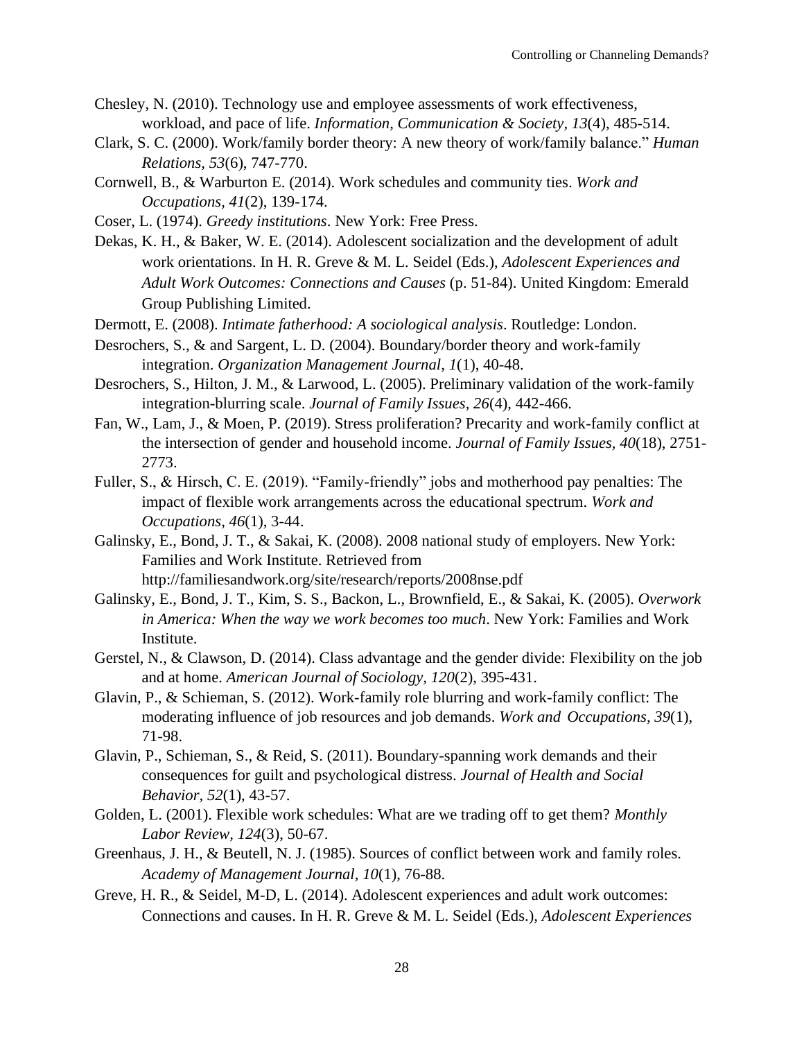Chesley, N. (2010). Technology use and employee assessments of work effectiveness, workload, and pace of life. *Information, Communication & Society, 13*(4), 485-514.

Clark, S. C. (2000). Work/family border theory: A new theory of work/family balance." *Human Relations, 53*(6), 747-770.

Cornwell, B., & Warburton E. (2014). Work schedules and community ties. *Work and Occupations, 41*(2), 139-174.

Coser, L. (1974). *Greedy institutions*. New York: Free Press.

Dekas, K. H., & Baker, W. E. (2014). Adolescent socialization and the development of adult work orientations. In H. R. Greve & M. L. Seidel (Eds.), *Adolescent Experiences and Adult Work Outcomes: Connections and Causes* (p. 51-84). United Kingdom: Emerald Group Publishing Limited.

Dermott, E. (2008). *Intimate fatherhood: A sociological analysis*. Routledge: London.

Desrochers, S., & and Sargent, L. D. (2004). Boundary/border theory and work-family integration. *Organization Management Journal, 1*(1), 40-48.

Desrochers, S., Hilton, J. M., & Larwood, L. (2005). Preliminary validation of the work-family integration-blurring scale. *Journal of Family Issues, 26*(4), 442-466.

Fan, W., Lam, J., & Moen, P. (2019). Stress proliferation? Precarity and work-family conflict at the intersection of gender and household income. *Journal of Family Issues, 40*(18), 2751-2773.

Fuller, S., & Hirsch, C. E. (2019). "Family-friendly" jobs and motherhood pay penalties: The impact of flexible work arrangements across the educational spectrum. *Work and Occupations, 46*(1), 3-44.

Galinsky, E., Bond, J. T., & Sakai, K. (2008). 2008 national study of employers. New York: Families and Work Institute. Retrieved from http://familiesandwork.org/site/research/reports/2008nse.pdf

Galinsky, E., Bond, J. T., Kim, S. S., Backon, L., Brownfield, E., & Sakai, K. (2005). *Overwork in America: When the way we work becomes too much*. New York: Families and Work Institute.

Gerstel, N., & Clawson, D. (2014). Class advantage and the gender divide: Flexibility on the job and at home. *American Journal of Sociology, 120*(2), 395-431.

Glavin, P., & Schieman, S. (2012). Work-family role blurring and work-family conflict: The moderating influence of job resources and job demands. *Work and Occupations, 39*(1), 71-98.

Glavin, P., Schieman, S., & Reid, S. (2011). Boundary-spanning work demands and their consequences for guilt and psychological distress. *Journal of Health and Social Behavior, 52*(1), 43-57.

Golden, L. (2001). Flexible work schedules: What are we trading off to get them? *Monthly Labor Review, 124*(3), 50-67.

Greenhaus, J. H., & Beutell, N. J. (1985). Sources of conflict between work and family roles. *Academy of Management Journal, 10*(1), 76-88.

Greve, H. R., & Seidel, M-D, L. (2014). Adolescent experiences and adult work outcomes: Connections and causes. In H. R. Greve & M. L. Seidel (Eds.), *Adolescent Experiences*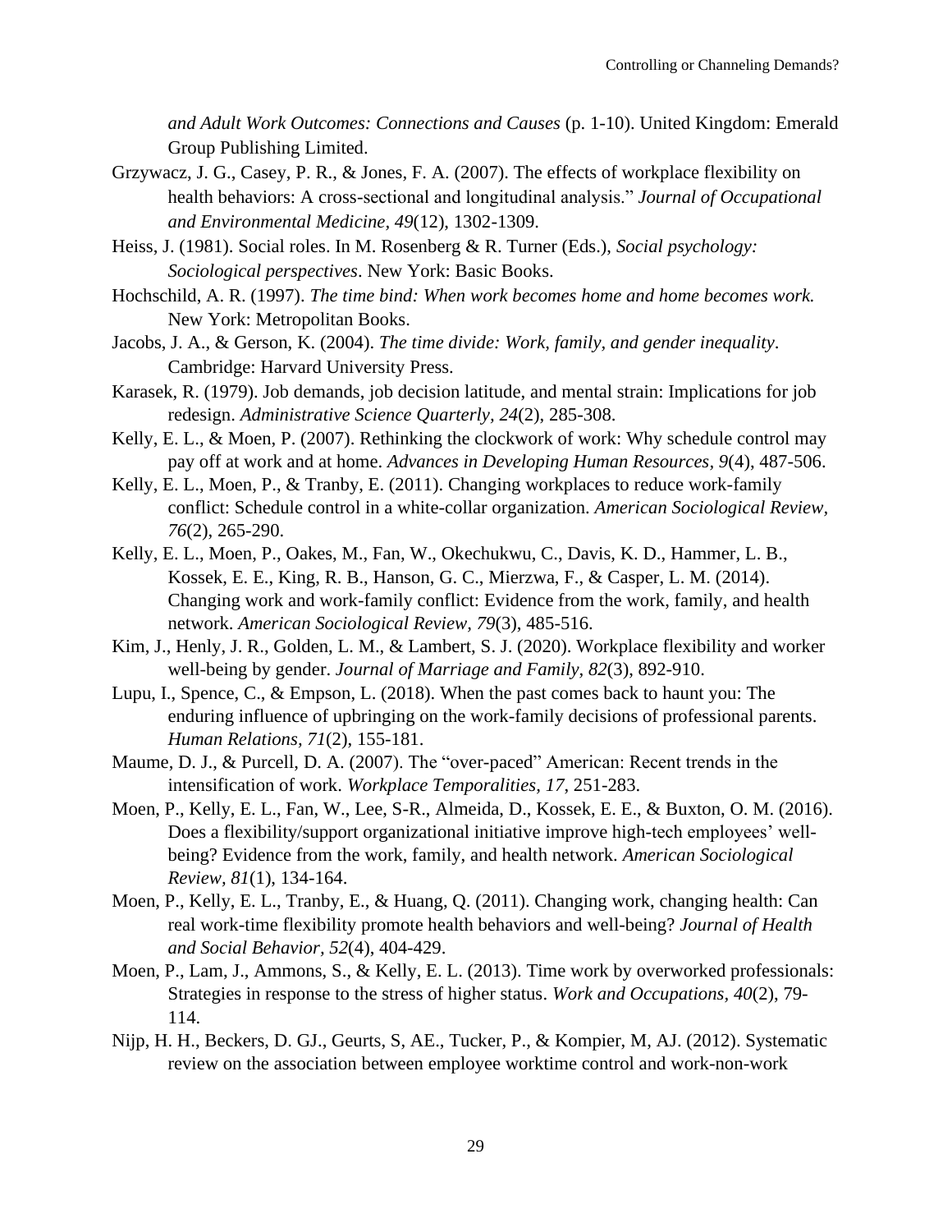*and Adult Work Outcomes: Connections and Causes* (p. 1-10). United Kingdom: Emerald Group Publishing Limited.

Grzywacz, J. G., Casey, P. R., & Jones, F. A. (2007). The effects of workplace flexibility on health behaviors: A cross-sectional and longitudinal analysis." *Journal of Occupational and Environmental Medicine, 49*(12), 1302-1309.

Heiss, J. (1981). Social roles. In M. Rosenberg & R. Turner (Eds.), *Social psychology: Sociological perspectives*. New York: Basic Books.

Hochschild, A. R. (1997). *The time bind: When work becomes home and home becomes work.* New York: Metropolitan Books.

Jacobs, J. A., & Gerson, K. (2004). *The time divide: Work, family, and gender inequality*. Cambridge: Harvard University Press.

Karasek, R. (1979). Job demands, job decision latitude, and mental strain: Implications for job redesign. *Administrative Science Quarterly, 24*(2), 285-308.

Kelly, E. L., & Moen, P. (2007). Rethinking the clockwork of work: Why schedule control may pay off at work and at home. *Advances in Developing Human Resources, 9*(4), 487-506.

Kelly, E. L., Moen, P., & Tranby, E. (2011). Changing workplaces to reduce work-family conflict: Schedule control in a white-collar organization. *American Sociological Review, 76*(2), 265-290.

Kelly, E. L., Moen, P., Oakes, M., Fan, W., Okechukwu, C., Davis, K. D., Hammer, L. B., Kossek, E. E., King, R. B., Hanson, G. C., Mierzwa, F., & Casper, L. M. (2014). Changing work and work-family conflict: Evidence from the work, family, and health network. *American Sociological Review, 79*(3), 485-516.

Kim, J., Henly, J. R., Golden, L. M., & Lambert, S. J. (2020). Workplace flexibility and worker well-being by gender. *Journal of Marriage and Family, 82*(3), 892-910.

Lupu, I., Spence, C., & Empson, L. (2018). When the past comes back to haunt you: The enduring influence of upbringing on the work-family decisions of professional parents. *Human Relations, 71*(2), 155-181.

Maume, D. J., & Purcell, D. A. (2007). The "over-paced" American: Recent trends in the intensification of work. *Workplace Temporalities, 17*, 251-283.

Moen, P., Kelly, E. L., Fan, W., Lee, S-R., Almeida, D., Kossek, E. E., & Buxton, O. M. (2016). Does a flexibility/support organizational initiative improve high-tech employees' well-being? Evidence from the work, family, and health network. *American Sociological Review, 81*(1), 134-164.

Moen, P., Kelly, E. L., Tranby, E., & Huang, Q. (2011). Changing work, changing health: Can real work-time flexibility promote health behaviors and well-being? *Journal of Health and Social Behavior, 52*(4), 404-429.

Moen, P., Lam, J., Ammons, S., & Kelly, E. L. (2013). Time work by overworked professionals: Strategies in response to the stress of higher status. *Work and Occupations, 40*(2), 79-114.

Nijp, H. H., Beckers, D. GJ., Geurts, S, AE., Tucker, P., & Kompier, M, AJ. (2012). Systematic review on the association between employee worktime control and work-non-work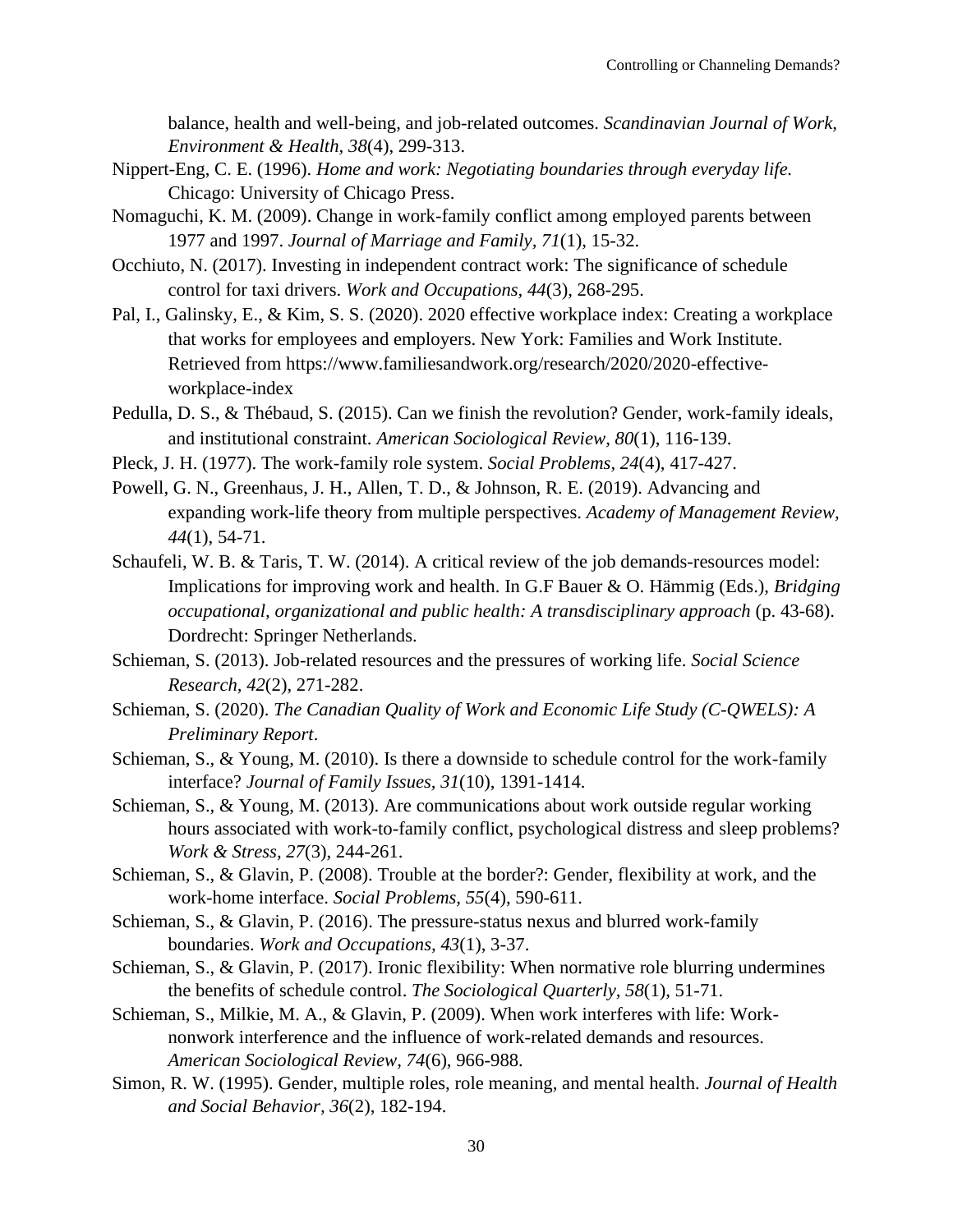balance, health and well-being, and job-related outcomes. *Scandinavian Journal of Work, Environment & Health*, *38*(4), 299-313.

Nippert-Eng, C. E. (1996). *Home and work: Negotiating boundaries through everyday life.* Chicago: University of Chicago Press.

Nomaguchi, K. M. (2009). Change in work-family conflict among employed parents between 1977 and 1997. *Journal of Marriage and Family, 71*(1), 15-32.

Occhiuto, N. (2017). Investing in independent contract work: The significance of schedule control for taxi drivers. *Work and Occupations, 44*(3), 268-295.

Pal, I., Galinsky, E., & Kim, S. S. (2020). 2020 effective workplace index: Creating a workplace that works for employees and employers. New York: Families and Work Institute. Retrieved from https://www.familiesandwork.org/research/2020/2020-effective-workplace-index

Pedulla, D. S., & Thébaud, S. (2015). Can we finish the revolution? Gender, work-family ideals, and institutional constraint. *American Sociological Review, 80*(1), 116-139.

Pleck, J. H. (1977). The work-family role system. *Social Problems*, *24*(4), 417-427.

Powell, G. N., Greenhaus, J. H., Allen, T. D., & Johnson, R. E. (2019). Advancing and expanding work-life theory from multiple perspectives. *Academy of Management Review, 44*(1), 54-71.

Schaufeli, W. B. & Taris, T. W. (2014). A critical review of the job demands-resources model: Implications for improving work and health. In G.F Bauer & O. Hämmig (Eds.), *Bridging occupational, organizational and public health: A transdisciplinary approach* (p. 43-68). Dordrecht: Springer Netherlands.

Schieman, S. (2013). Job-related resources and the pressures of working life. *Social Science Research*, *42*(2), 271-282.

Schieman, S. (2020). *The Canadian Quality of Work and Economic Life Study (C-QWELS): A Preliminary Report*.

Schieman, S., & Young, M. (2010). Is there a downside to schedule control for the work-family interface? *Journal of Family Issues, 31*(10), 1391-1414.

Schieman, S., & Young, M. (2013). Are communications about work outside regular working hours associated with work-to-family conflict, psychological distress and sleep problems? *Work & Stress, 27*(3), 244-261.

Schieman, S., & Glavin, P. (2008). Trouble at the border?: Gender, flexibility at work, and the work-home interface. *Social Problems, 55*(4), 590-611.

Schieman, S., & Glavin, P. (2016). The pressure-status nexus and blurred work-family boundaries. *Work and Occupations, 43*(1), 3-37.

Schieman, S., & Glavin, P. (2017). Ironic flexibility: When normative role blurring undermines the benefits of schedule control. *The Sociological Quarterly, 58*(1), 51-71.

Schieman, S., Milkie, M. A., & Glavin, P. (2009). When work interferes with life: Work-nonwork interference and the influence of work-related demands and resources. *American Sociological Review, 74*(6), 966-988.

Simon, R. W. (1995). Gender, multiple roles, role meaning, and mental health. *Journal of Health and Social Behavior, 36*(2), 182-194.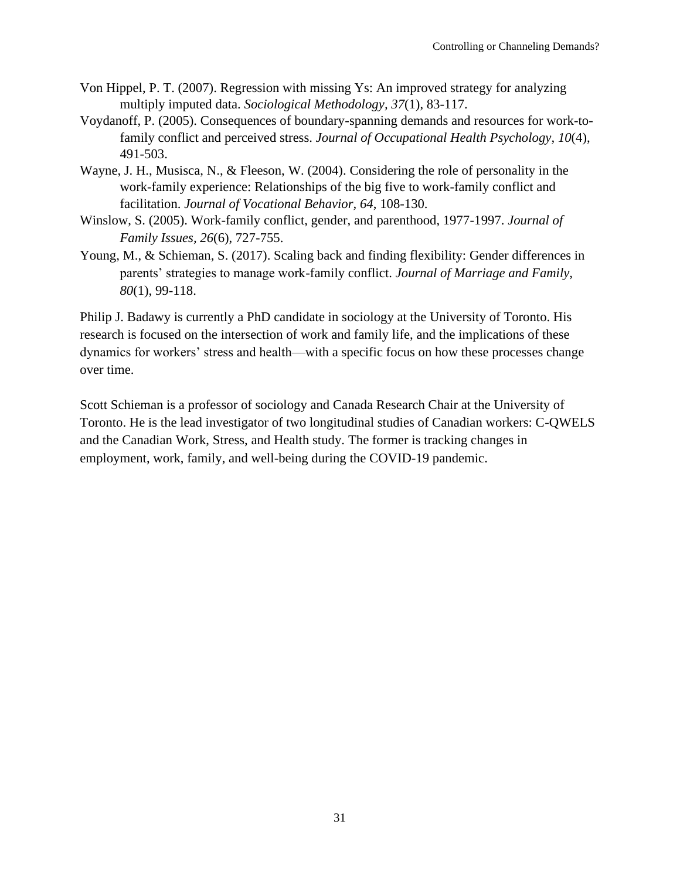Von Hippel, P. T. (2007). Regression with missing Ys: An improved strategy for analyzing multiply imputed data. *Sociological Methodology*, *37*(1), 83-117.

Voydanoff, P. (2005). Consequences of boundary-spanning demands and resources for work-to-family conflict and perceived stress. *Journal of Occupational Health Psychology, 10*(4), 491-503.

Wayne, J. H., Musisca, N., & Fleeson, W. (2004). Considering the role of personality in the work-family experience: Relationships of the big five to work-family conflict and facilitation. *Journal of Vocational Behavior, 64*, 108-130.

Winslow, S. (2005). Work-family conflict, gender, and parenthood, 1977-1997. *Journal of Family Issues*, *26*(6), 727-755.

Young, M., & Schieman, S. (2017). Scaling back and finding flexibility: Gender differences in parents' strategies to manage work-family conflict. *Journal of Marriage and Family, 80*(1), 99-118.

Philip J. Badawy is currently a PhD candidate in sociology at the University of Toronto. His research is focused on the intersection of work and family life, and the implications of these dynamics for workers' stress and health—with a specific focus on how these processes change over time.

Scott Schieman is a professor of sociology and Canada Research Chair at the University of Toronto. He is the lead investigator of two longitudinal studies of Canadian workers: C-QWELS and the Canadian Work, Stress, and Health study. The former is tracking changes in employment, work, family, and well-being during the COVID-19 pandemic.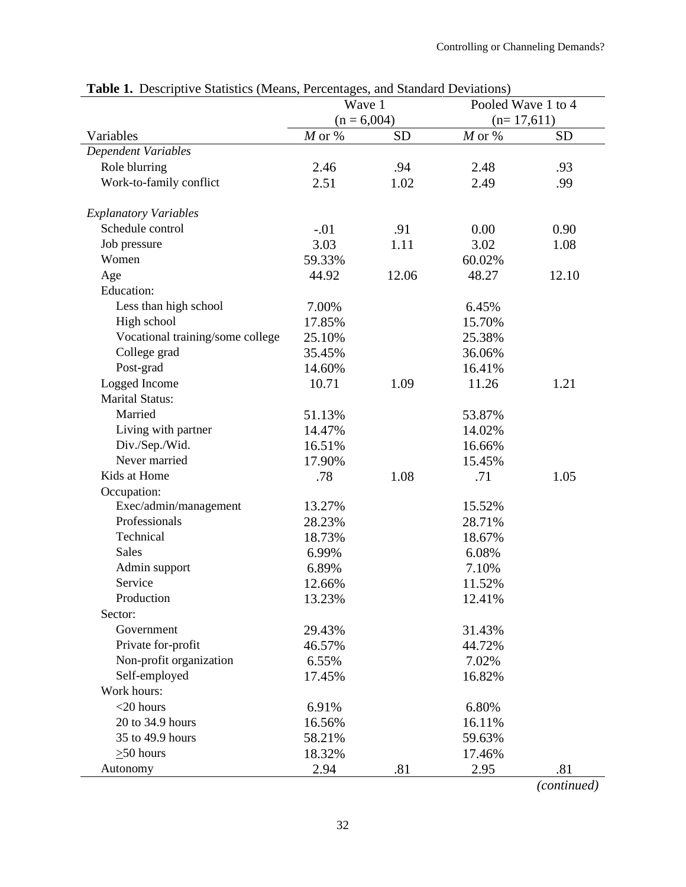**Table 1.** Descriptive Statistics (Means, Percentages, and Standard Deviations)

| Variables | Wave 1 (n = 6,004) | | Pooled Wave 1 to 4 (n= 17,611) | |
|---|---|---|---|---|
| | *M* or % | SD | *M* or % | SD |
| *Dependent Variables* | | | | |
| Role blurring | 2.46 | .94 | 2.48 | .93 |
| Work-to-family conflict | 2.51 | 1.02 | 2.49 | .99 |
| *Explanatory Variables* | | | | |
| Schedule control | -.01 | .91 | 0.00 | 0.90 |
| Job pressure | 3.03 | 1.11 | 3.02 | 1.08 |
| Women | 59.33% | | 60.02% | |
| Age | 44.92 | 12.06 | 48.27 | 12.10 |
| Education: | | | | |
| Less than high school | 7.00% | | 6.45% | |
| High school | 17.85% | | 15.70% | |
| Vocational training/some college | 25.10% | | 25.38% | |
| College grad | 35.45% | | 36.06% | |
| Post-grad | 14.60% | | 16.41% | |
| Logged Income | 10.71 | 1.09 | 11.26 | 1.21 |
| Marital Status: | | | | |
| Married | 51.13% | | 53.87% | |
| Living with partner | 14.47% | | 14.02% | |
| Div./Sep./Wid. | 16.51% | | 16.66% | |
| Never married | 17.90% | | 15.45% | |
| Kids at Home | .78 | 1.08 | .71 | 1.05 |
| Occupation: | | | | |
| Exec/admin/management | 13.27% | | 15.52% | |
| Professionals | 28.23% | | 28.71% | |
| Technical | 18.73% | | 18.67% | |
| Sales | 6.99% | | 6.08% | |
| Admin support | 6.89% | | 7.10% | |
| Service | 12.66% | | 11.52% | |
| Production | 13.23% | | 12.41% | |
| Sector: | | | | |
| Government | 29.43% | | 31.43% | |
| Private for-profit | 46.57% | | 44.72% | |
| Non-profit organization | 6.55% | | 7.02% | |
| Self-employed | 17.45% | | 16.82% | |
| Work hours: | | | | |
| <20 hours | 6.91% | | 6.80% | |
| 20 to 34.9 hours | 16.56% | | 16.11% | |
| 35 to 49.9 hours | 58.21% | | 59.63% | |
| ≥50 hours | 18.32% | | 17.46% | |
| Autonomy | 2.94 | .81 | 2.95 | .81 |

*(continued)*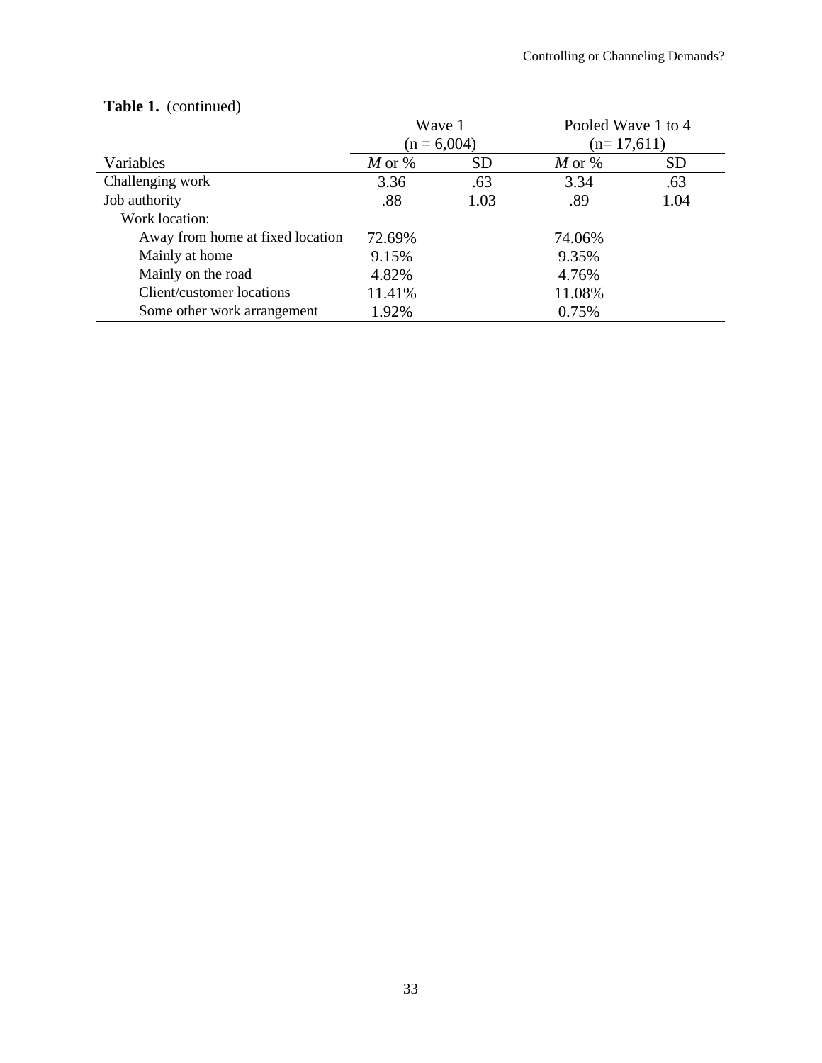**Table 1.** (continued)

| | Wave 1 (n = 6,004) | | Pooled Wave 1 to 4 (n= 17,611) | |
|---|---|---|---|---|
| Variables | *M* or % | SD | *M* or % | SD |
| Challenging work | 3.36 | .63 | 3.34 | .63 |
| Job authority | .88 | 1.03 | .89 | 1.04 |
| Work location: | | | | |
| Away from home at fixed location | 72.69% | | 74.06% | |
| Mainly at home | 9.15% | | 9.35% | |
| Mainly on the road | 4.82% | | 4.76% | |
| Client/customer locations | 11.41% | | 11.08% | |
| Some other work arrangement | 1.92% | | 0.75% | |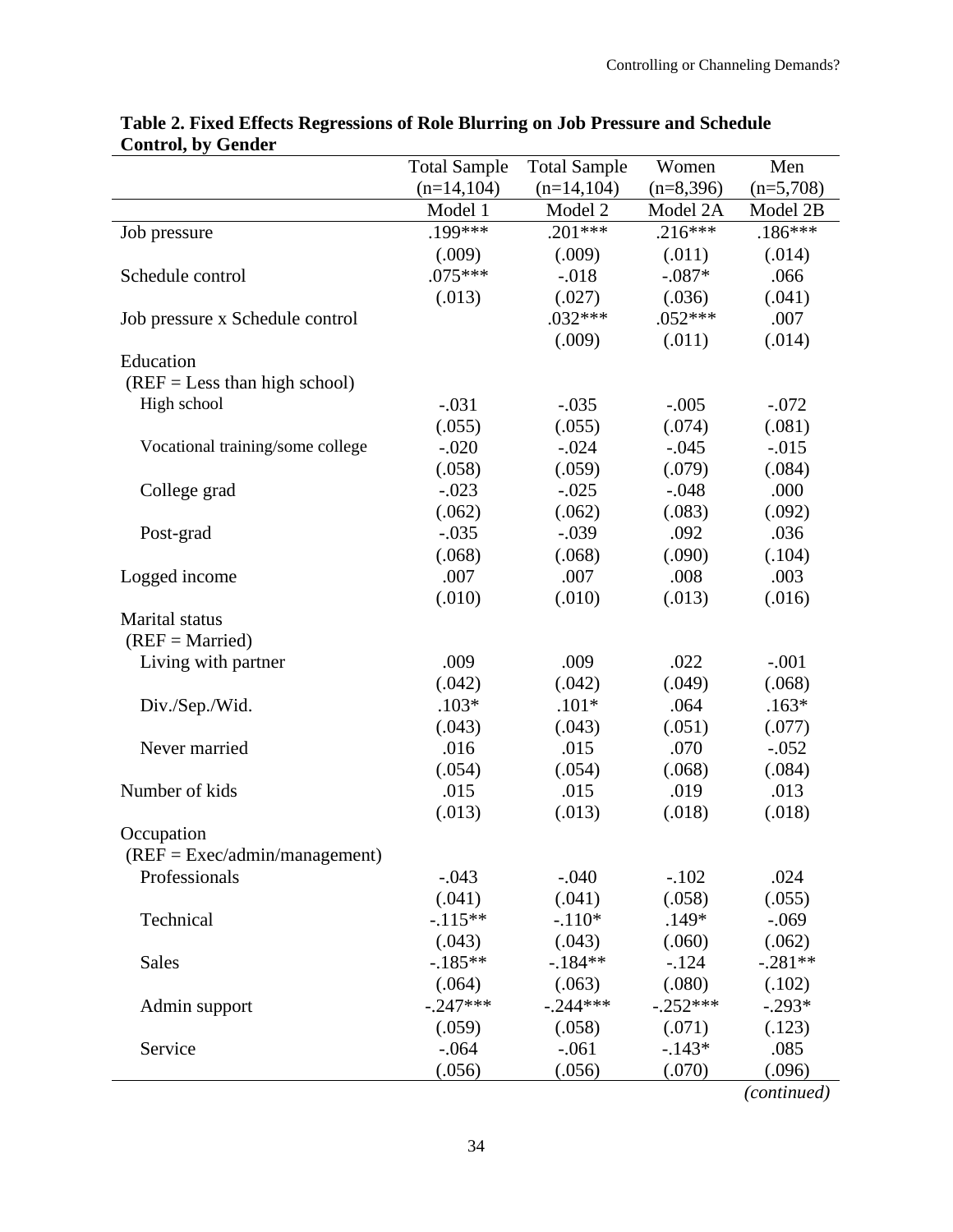**Table 2. Fixed Effects Regressions of Role Blurring on Job Pressure and Schedule Control, by Gender**

| | Total Sample (n=14,104) | Total Sample (n=14,104) | Women (n=8,396) | Men (n=5,708) |
|---|---|---|---|---|
| | Model 1 | Model 2 | Model 2A | Model 2B |
| Job pressure | .199*** | .201*** | .216*** | .186*** |
| | (.009) | (.009) | (.011) | (.014) |
| Schedule control | .075*** | -.018 | -.087* | .066 |
| | (.013) | (.027) | (.036) | (.041) |
| Job pressure x Schedule control | | .032*** | .052*** | .007 |
| | | (.009) | (.011) | (.014) |
| Education | | | | |
| (REF = Less than high school) | | | | |
| High school | -.031 | -.035 | -.005 | -.072 |
| | (.055) | (.055) | (.074) | (.081) |
| Vocational training/some college | -.020 | -.024 | -.045 | -.015 |
| | (.058) | (.059) | (.079) | (.084) |
| College grad | -.023 | -.025 | -.048 | .000 |
| | (.062) | (.062) | (.083) | (.092) |
| Post-grad | -.035 | -.039 | .092 | .036 |
| | (.068) | (.068) | (.090) | (.104) |
| Logged income | .007 | .007 | .008 | .003 |
| | (.010) | (.010) | (.013) | (.016) |
| Marital status | | | | |
| (REF = Married) | | | | |
| Living with partner | .009 | .009 | .022 | -.001 |
| | (.042) | (.042) | (.049) | (.068) |
| Div./Sep./Wid. | .103* | .101* | .064 | .163* |
| | (.043) | (.043) | (.051) | (.077) |
| Never married | .016 | .015 | .070 | -.052 |
| | (.054) | (.054) | (.068) | (.084) |
| Number of kids | .015 | .015 | .019 | .013 |
| | (.013) | (.013) | (.018) | (.018) |
| Occupation | | | | |
| (REF = Exec/admin/management) | | | | |
| Professionals | -.043 | -.040 | -.102 | .024 |
| | (.041) | (.041) | (.058) | (.055) |
| Technical | -.115** | -.110* | .149* | -.069 |
| | (.043) | (.043) | (.060) | (.062) |
| Sales | -.185** | -.184** | -.124 | -.281** |
| | (.064) | (.063) | (.080) | (.102) |
| Admin support | -.247*** | -.244*** | -.252*** | -.293* |
| | (.059) | (.058) | (.071) | (.123) |
| Service | -.064 | -.061 | -.143* | .085 |
| | (.056) | (.056) | (.070) | (.096) |

*(continued)*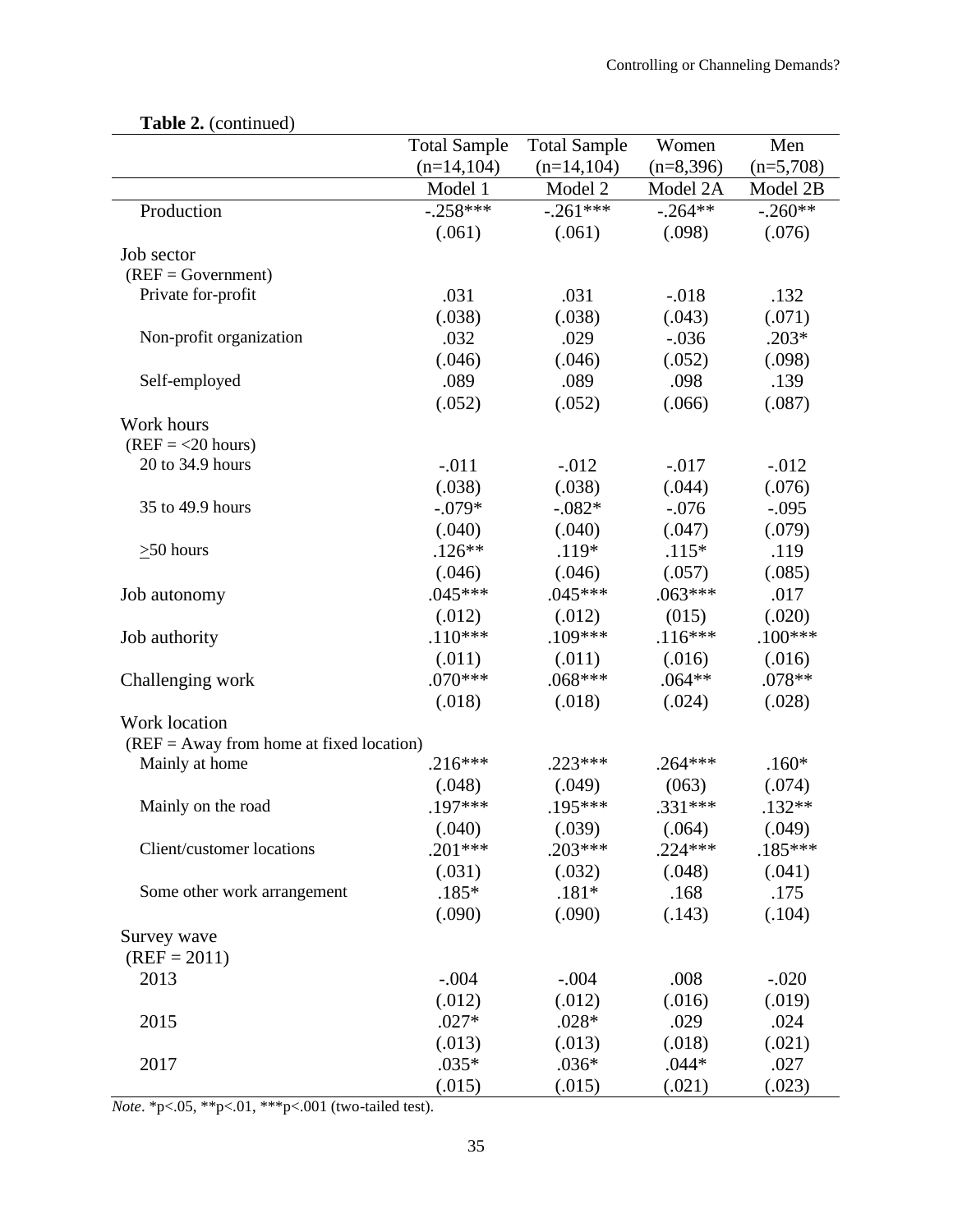**Table 2.** (continued)

| | Total Sample (n=14,104) | Total Sample (n=14,104) | Women (n=8,396) | Men (n=5,708) |
|---|---|---|---|---|
| | Model 1 | Model 2 | Model 2A | Model 2B |
| Production | -.258*** | -.261*** | -.264** | -.260** |
| | (.061) | (.061) | (.098) | (.076) |
| Job sector | | | | |
| (REF = Government) | | | | |
| Private for-profit | .031 | .031 | -.018 | .132 |
| | (.038) | (.038) | (.043) | (.071) |
| Non-profit organization | .032 | .029 | -.036 | .203* |
| | (.046) | (.046) | (.052) | (.098) |
| Self-employed | .089 | .089 | .098 | .139 |
| | (.052) | (.052) | (.066) | (.087) |
| Work hours | | | | |
| (REF = <20 hours) | | | | |
| 20 to 34.9 hours | -.011 | -.012 | -.017 | -.012 |
| | (.038) | (.038) | (.044) | (.076) |
| 35 to 49.9 hours | -.079* | -.082* | -.076 | -.095 |
| | (.040) | (.040) | (.047) | (.079) |
| ≥50 hours | .126** | .119* | .115* | .119 |
| | (.046) | (.046) | (.057) | (.085) |
| Job autonomy | .045*** | .045*** | .063*** | .017 |
| | (.012) | (.012) | (015) | (.020) |
| Job authority | .110*** | .109*** | .116*** | .100*** |
| | (.011) | (.011) | (.016) | (.016) |
| Challenging work | .070*** | .068*** | .064** | .078** |
| | (.018) | (.018) | (.024) | (.028) |
| Work location | | | | |
| (REF = Away from home at fixed location) | | | | |
| Mainly at home | .216*** | .223*** | .264*** | .160* |
| | (.048) | (.049) | (063) | (.074) |
| Mainly on the road | .197*** | .195*** | .331*** | .132** |
| | (.040) | (.039) | (.064) | (.049) |
| Client/customer locations | .201*** | .203*** | .224*** | .185*** |
| | (.031) | (.032) | (.048) | (.041) |
| Some other work arrangement | .185* | .181* | .168 | .175 |
| | (.090) | (.090) | (.143) | (.104) |
| Survey wave | | | | |
| (REF = 2011) | | | | |
| 2013 | -.004 | -.004 | .008 | -.020 |
| | (.012) | (.012) | (.016) | (.019) |
| 2015 | .027* | .028* | .029 | .024 |
| | (.013) | (.013) | (.018) | (.021) |
| 2017 | .035* | .036* | .044* | .027 |
| | (.015) | (.015) | (.021) | (.023) |

*Note*. *p<.05, **p<.01, ***p<.001 (two-tailed test).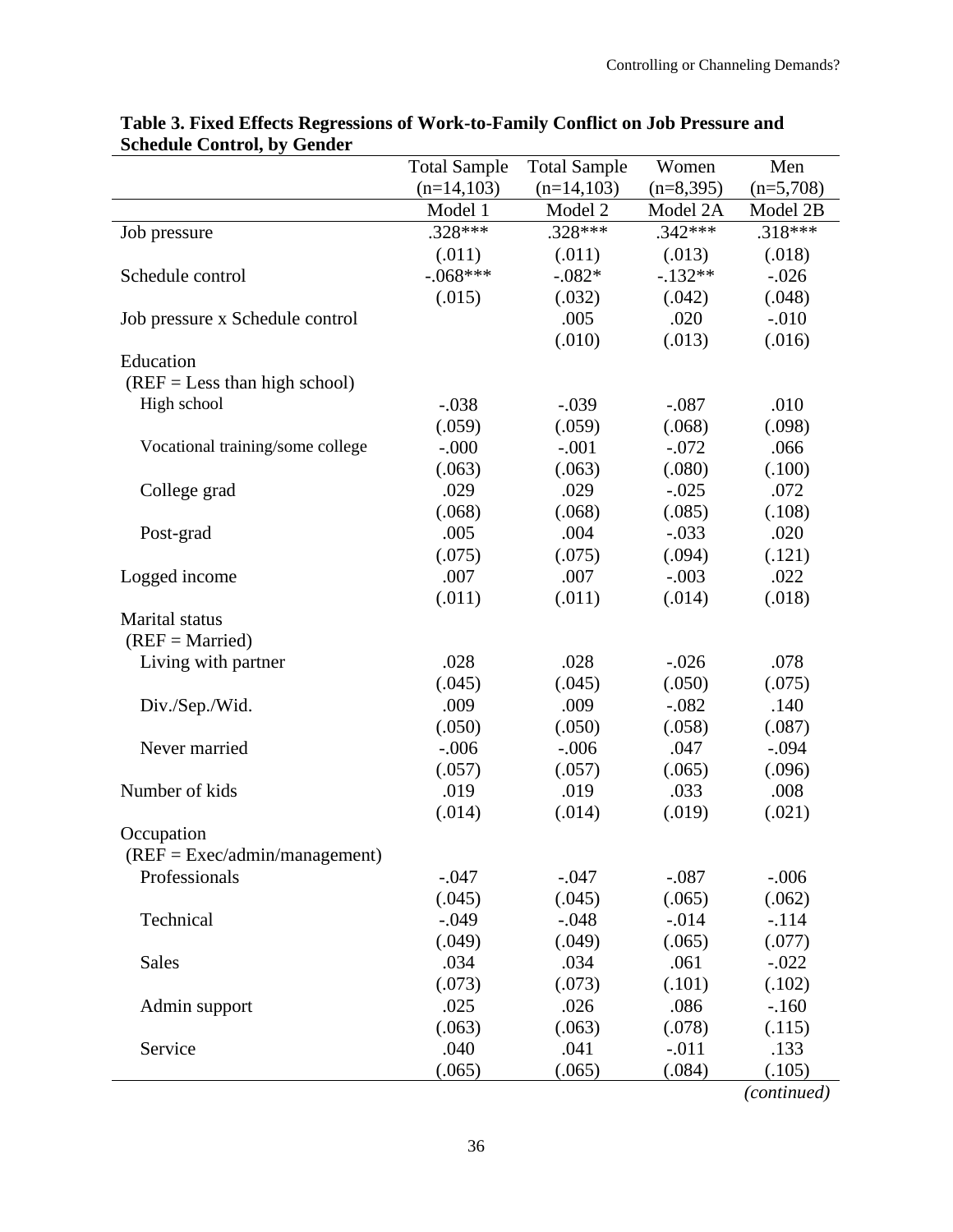**Table 3. Fixed Effects Regressions of Work-to-Family Conflict on Job Pressure and Schedule Control, by Gender**

| | Total Sample (n=14,103) | Total Sample (n=14,103) | Women (n=8,395) | Men (n=5,708) |
|---|---|---|---|---|
| | Model 1 | Model 2 | Model 2A | Model 2B |
| Job pressure | .328*** | .328*** | .342*** | .318*** |
| | (.011) | (.011) | (.013) | (.018) |
| Schedule control | -.068*** | -.082* | -.132** | -.026 |
| | (.015) | (.032) | (.042) | (.048) |
| Job pressure x Schedule control | | .005 | .020 | -.010 |
| | | (.010) | (.013) | (.016) |
| Education | | | | |
| (REF = Less than high school) | | | | |
| High school | -.038 | -.039 | -.087 | .010 |
| | (.059) | (.059) | (.068) | (.098) |
| Vocational training/some college | -.000 | -.001 | -.072 | .066 |
| | (.063) | (.063) | (.080) | (.100) |
| College grad | .029 | .029 | -.025 | .072 |
| | (.068) | (.068) | (.085) | (.108) |
| Post-grad | .005 | .004 | -.033 | .020 |
| | (.075) | (.075) | (.094) | (.121) |
| Logged income | .007 | .007 | -.003 | .022 |
| | (.011) | (.011) | (.014) | (.018) |
| Marital status | | | | |
| (REF = Married) | | | | |
| Living with partner | .028 | .028 | -.026 | .078 |
| | (.045) | (.045) | (.050) | (.075) |
| Div./Sep./Wid. | .009 | .009 | -.082 | .140 |
| | (.050) | (.050) | (.058) | (.087) |
| Never married | -.006 | -.006 | .047 | -.094 |
| | (.057) | (.057) | (.065) | (.096) |
| Number of kids | .019 | .019 | .033 | .008 |
| | (.014) | (.014) | (.019) | (.021) |
| Occupation | | | | |
| (REF = Exec/admin/management) | | | | |
| Professionals | -.047 | -.047 | -.087 | -.006 |
| | (.045) | (.045) | (.065) | (.062) |
| Technical | -.049 | -.048 | -.014 | -.114 |
| | (.049) | (.049) | (.065) | (.077) |
| Sales | .034 | .034 | .061 | -.022 |
| | (.073) | (.073) | (.101) | (.102) |
| Admin support | .025 | .026 | .086 | -.160 |
| | (.063) | (.063) | (.078) | (.115) |
| Service | .040 | .041 | -.011 | .133 |
| | (.065) | (.065) | (.084) | (.105) |

*(continued)*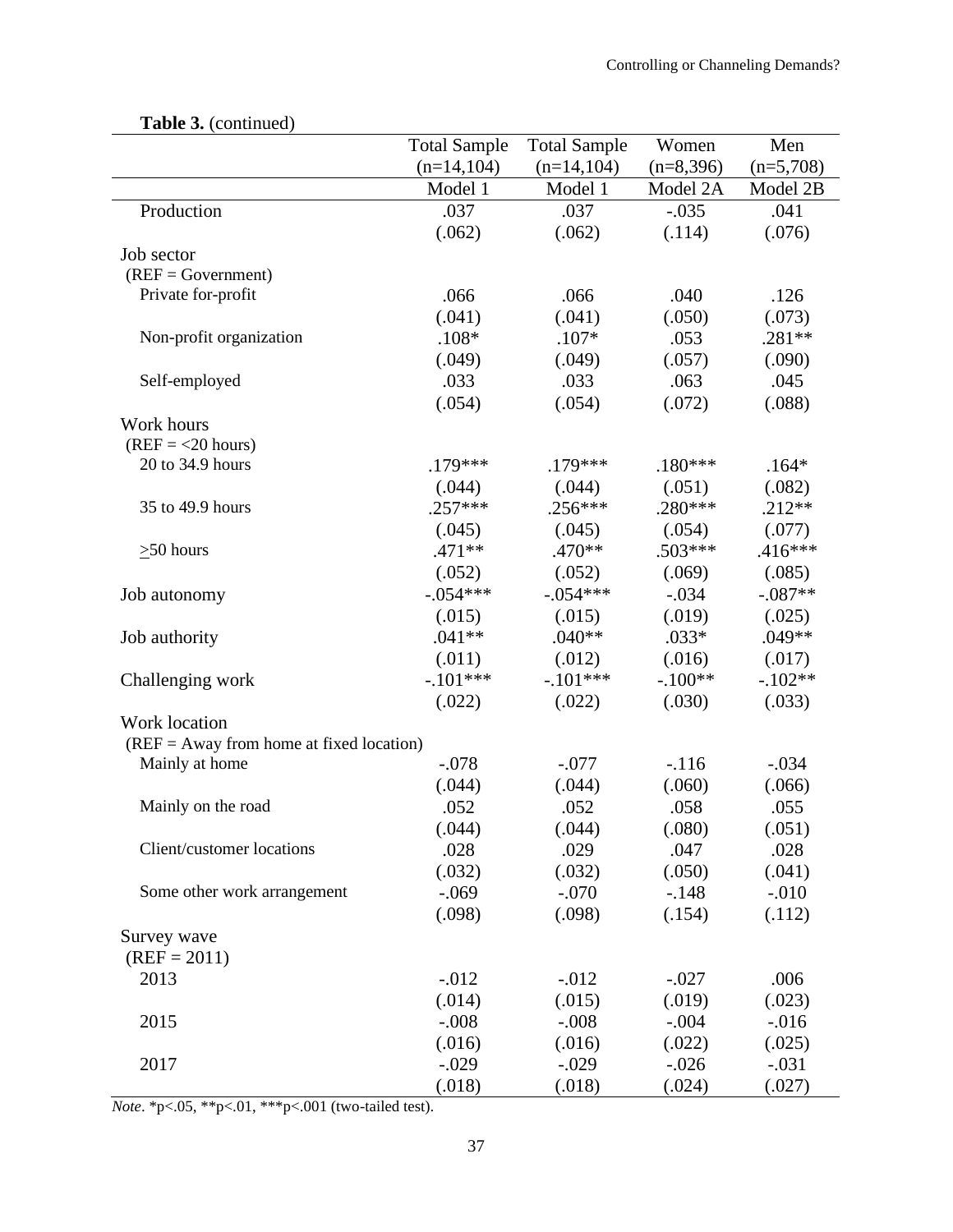**Table 3.** (continued)

| | Total Sample (n=14,104) | Total Sample (n=14,104) | Women (n=8,396) | Men (n=5,708) |
|---|---|---|---|---|
| | Model 1 | Model 1 | Model 2A | Model 2B |
| Production | .037 | .037 | -.035 | .041 |
| | (.062) | (.062) | (.114) | (.076) |
| Job sector | | | | |
| (REF = Government) | | | | |
| Private for-profit | .066 | .066 | .040 | .126 |
| | (.041) | (.041) | (.050) | (.073) |
| Non-profit organization | .108* | .107* | .053 | .281** |
| | (.049) | (.049) | (.057) | (.090) |
| Self-employed | .033 | .033 | .063 | .045 |
| | (.054) | (.054) | (.072) | (.088) |
| Work hours | | | | |
| (REF = <20 hours) | | | | |
| 20 to 34.9 hours | .179*** | .179*** | .180*** | .164* |
| | (.044) | (.044) | (.051) | (.082) |
| 35 to 49.9 hours | .257*** | .256*** | .280*** | .212** |
| | (.045) | (.045) | (.054) | (.077) |
| ≥50 hours | .471** | .470** | .503*** | .416*** |
| | (.052) | (.052) | (.069) | (.085) |
| Job autonomy | -.054*** | -.054*** | -.034 | -.087** |
| | (.015) | (.015) | (.019) | (.025) |
| Job authority | .041** | .040** | .033* | .049** |
| | (.011) | (.012) | (.016) | (.017) |
| Challenging work | -.101*** | -.101*** | -.100** | -.102** |
| | (.022) | (.022) | (.030) | (.033) |
| Work location | | | | |
| (REF = Away from home at fixed location) | | | | |
| Mainly at home | -.078 | -.077 | -.116 | -.034 |
| | (.044) | (.044) | (.060) | (.066) |
| Mainly on the road | .052 | .052 | .058 | .055 |
| | (.044) | (.044) | (.080) | (.051) |
| Client/customer locations | .028 | .029 | .047 | .028 |
| | (.032) | (.032) | (.050) | (.041) |
| Some other work arrangement | -.069 | -.070 | -.148 | -.010 |
| | (.098) | (.098) | (.154) | (.112) |
| Survey wave | | | | |
| (REF = 2011) | | | | |
| 2013 | -.012 | -.012 | -.027 | .006 |
| | (.014) | (.015) | (.019) | (.023) |
| 2015 | -.008 | -.008 | -.004 | -.016 |
| | (.016) | (.016) | (.022) | (.025) |
| 2017 | -.029 | -.029 | -.026 | -.031 |
| | (.018) | (.018) | (.024) | (.027) |

*Note*. *p<.05, **p<.01, ***p<.001 (two-tailed test).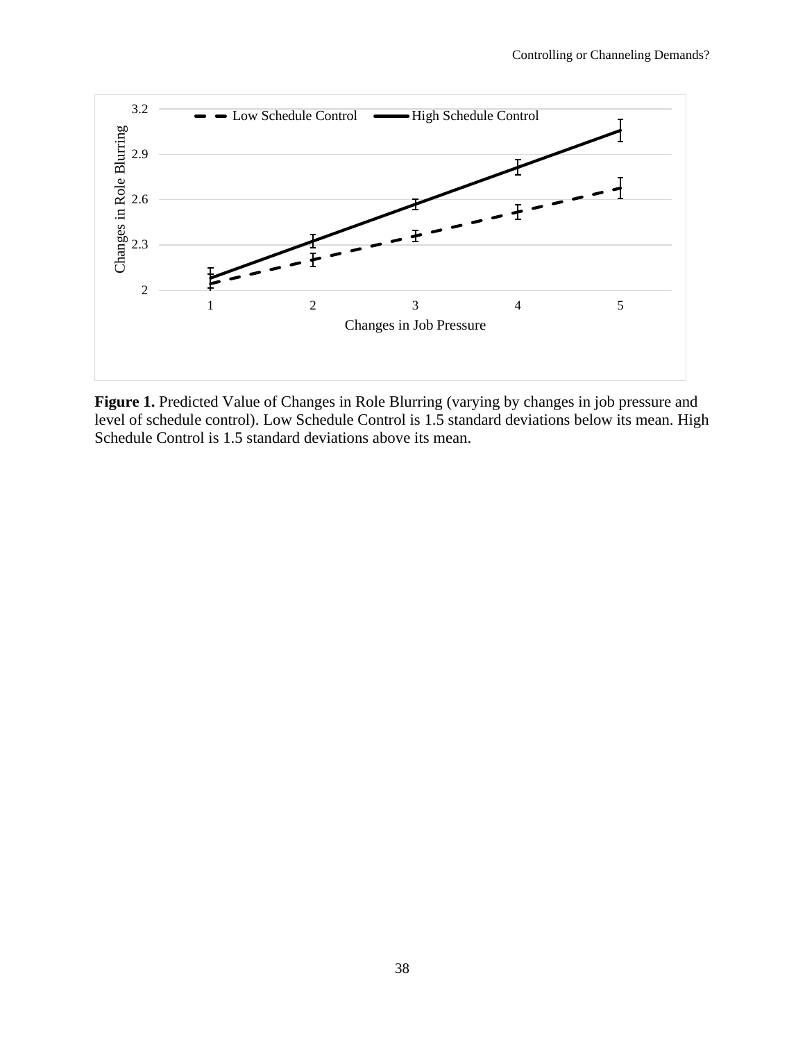**Figure 1.** Predicted Value of Changes in Role Blurring (varying by changes in job pressure and level of schedule control). Low Schedule Control is 1.5 standard deviations below its mean. High Schedule Control is 1.5 standard deviations above its mean.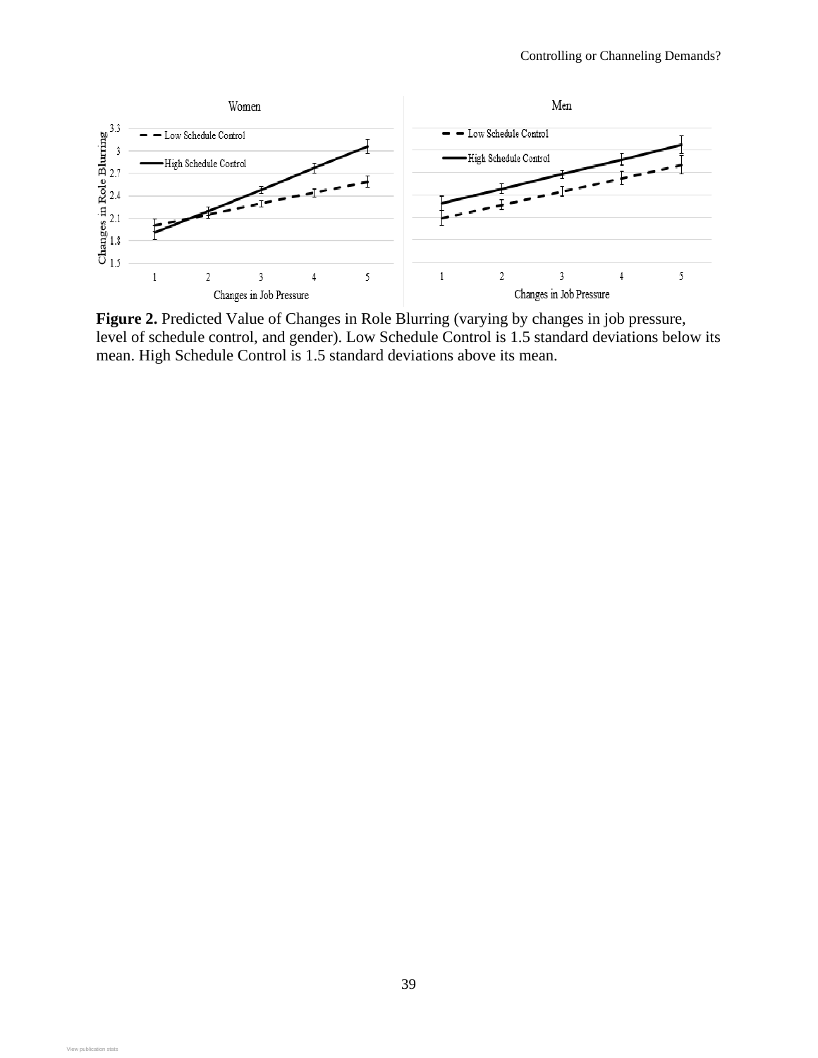Women

Men

Changes in Role Blurring

3.3
3
2.7
2.4
2.1
1.8
1.5

Low Schedule Control
High Schedule Control

1 2 3 4 5

Changes in Job Pressure

Low Schedule Control
High Schedule Control

1 2 3 4 5

Changes in Job Pressure

**Figure 2.** Predicted Value of Changes in Role Blurring (varying by changes in job pressure, level of schedule control, and gender). Low Schedule Control is 1.5 standard deviations below its mean. High Schedule Control is 1.5 standard deviations above its mean.